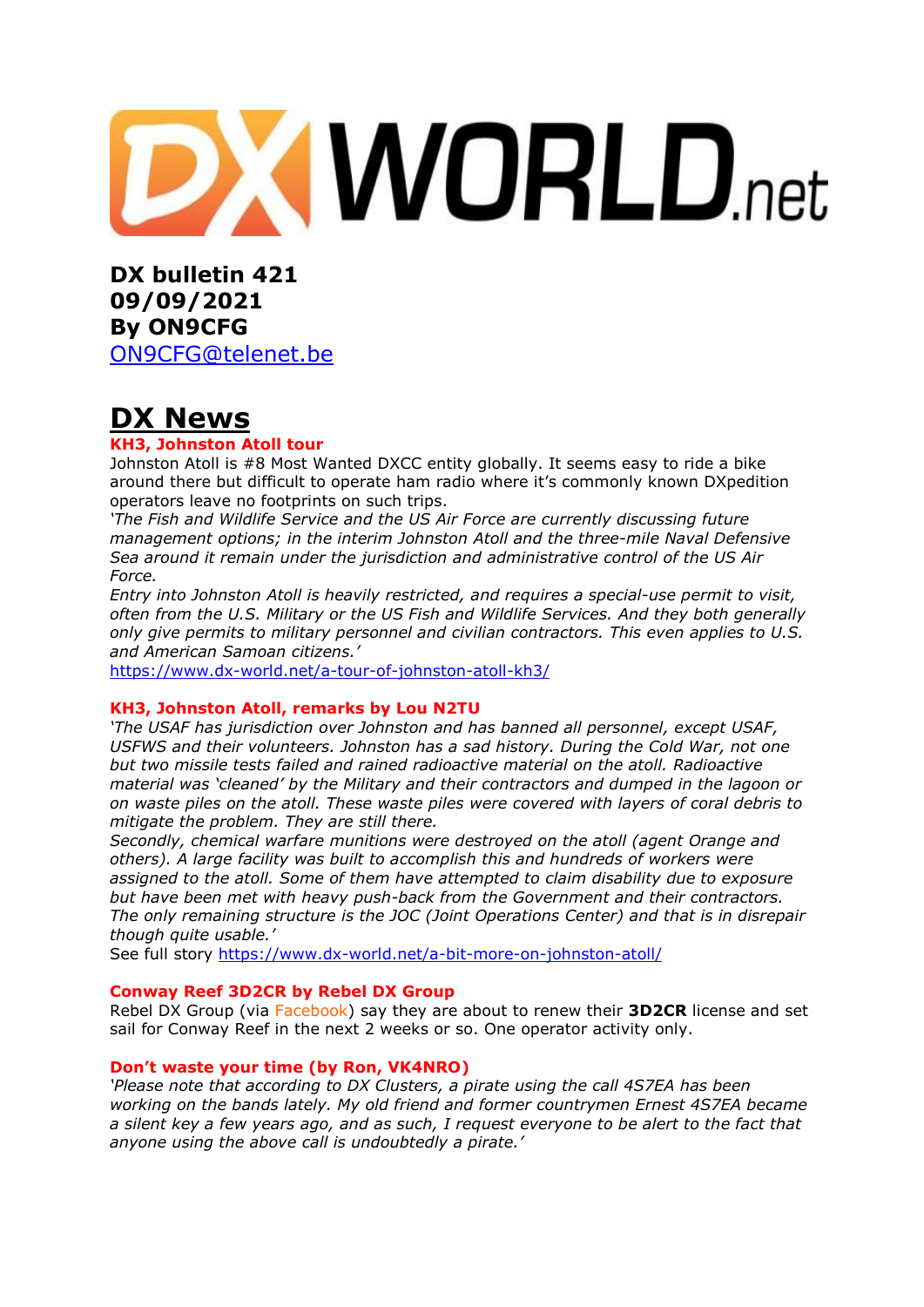DX WORLD.net

**DX bulletin 421**
**09/09/2021**
**By ON9CFG**
[ON9CFG@telenet.be](mailto:ON9CFG@telenet.be)

# DX News

### KH3, Johnston Atoll tour

Johnston Atoll is #8 Most Wanted DXCC entity globally. It seems easy to ride a bike around there but difficult to operate ham radio where it's commonly known DXpedition operators leave no footprints on such trips.

*'The Fish and Wildlife Service and the US Air Force are currently discussing future management options; in the interim Johnston Atoll and the three-mile Naval Defensive Sea around it remain under the jurisdiction and administrative control of the US Air Force.*

*Entry into Johnston Atoll is heavily restricted, and requires a special-use permit to visit, often from the U.S. Military or the US Fish and Wildlife Services. And they both generally only give permits to military personnel and civilian contractors. This even applies to U.S. and American Samoan citizens.'*

https://www.dx-world.net/a-tour-of-johnston-atoll-kh3/

### KH3, Johnston Atoll, remarks by Lou N2TU

*'The USAF has jurisdiction over Johnston and has banned all personnel, except USAF, USFWS and their volunteers. Johnston has a sad history. During the Cold War, not one but two missile tests failed and rained radioactive material on the atoll. Radioactive material was 'cleaned' by the Military and their contractors and dumped in the lagoon or on waste piles on the atoll. These waste piles were covered with layers of coral debris to mitigate the problem. They are still there.*

*Secondly, chemical warfare munitions were destroyed on the atoll (agent Orange and others). A large facility was built to accomplish this and hundreds of workers were assigned to the atoll. Some of them have attempted to claim disability due to exposure but have been met with heavy push-back from the Government and their contractors. The only remaining structure is the JOC (Joint Operations Center) and that is in disrepair though quite usable.'*

See full story https://www.dx-world.net/a-bit-more-on-johnston-atoll/

### Conway Reef 3D2CR by Rebel DX Group

Rebel DX Group (via Facebook) say they are about to renew their **3D2CR** license and set sail for Conway Reef in the next 2 weeks or so. One operator activity only.

### Don't waste your time (by Ron, VK4NRO)

*'Please note that according to DX Clusters, a pirate using the call 4S7EA has been working on the bands lately. My old friend and former countrymen Ernest 4S7EA became a silent key a few years ago, and as such, I request everyone to be alert to the fact that anyone using the above call is undoubtedly a pirate.'*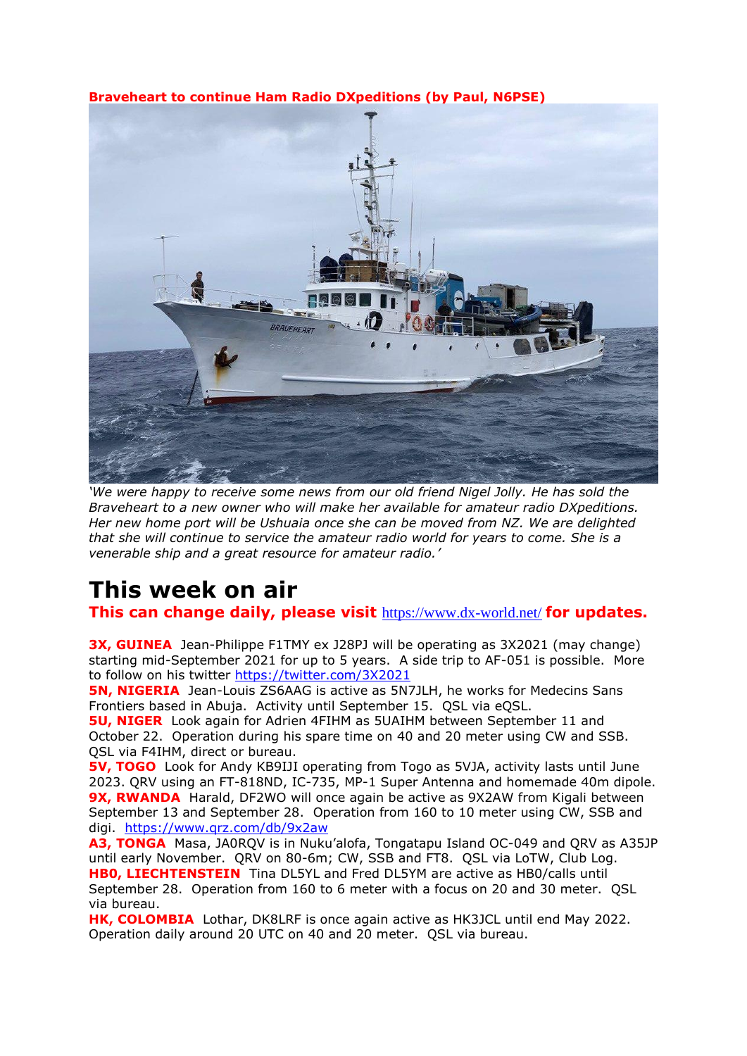**Braveheart to continue Ham Radio DXpeditions (by Paul, N6PSE)**

*'We were happy to receive some news from our old friend Nigel Jolly. He has sold the Braveheart to a new owner who will make her available for amateur radio DXpeditions. Her new home port will be Ushuaia once she can be moved from NZ. We are delighted that she will continue to service the amateur radio world for years to come. She is a venerable ship and a great resource for amateur radio.'*

# This week on air

## This can change daily, please visit https://www.dx-world.net/ for updates.

**3X, GUINEA** Jean-Philippe F1TMY ex J28PJ will be operating as 3X2021 (may change) starting mid-September 2021 for up to 5 years. A side trip to AF-051 is possible. More to follow on his twitter https://twitter.com/3X2021

**5N, NIGERIA** Jean-Louis ZS6AAG is active as 5N7JLH, he works for Medecins Sans Frontiers based in Abuja. Activity until September 15. QSL via eQSL.

**5U, NIGER** Look again for Adrien 4FIHM as 5UAIHM between September 11 and October 22. Operation during his spare time on 40 and 20 meter using CW and SSB. QSL via F4IHM, direct or bureau.

**5V, TOGO** Look for Andy KB9IJI operating from Togo as 5VJA, activity lasts until June 2023. QRV using an FT-818ND, IC-735, MP-1 Super Antenna and homemade 40m dipole.

**9X, RWANDA** Harald, DF2WO will once again be active as 9X2AW from Kigali between September 13 and September 28. Operation from 160 to 10 meter using CW, SSB and digi. https://www.qrz.com/db/9x2aw

**A3, TONGA** Masa, JA0RQV is in Nuku'alofa, Tongatapu Island OC-049 and QRV as A35JP until early November. QRV on 80-6m; CW, SSB and FT8. QSL via LoTW, Club Log.

**HB0, LIECHTENSTEIN** Tina DL5YL and Fred DL5YM are active as HB0/calls until September 28. Operation from 160 to 6 meter with a focus on 20 and 30 meter. QSL via bureau.

**HK, COLOMBIA** Lothar, DK8LRF is once again active as HK3JCL until end May 2022. Operation daily around 20 UTC on 40 and 20 meter. QSL via bureau.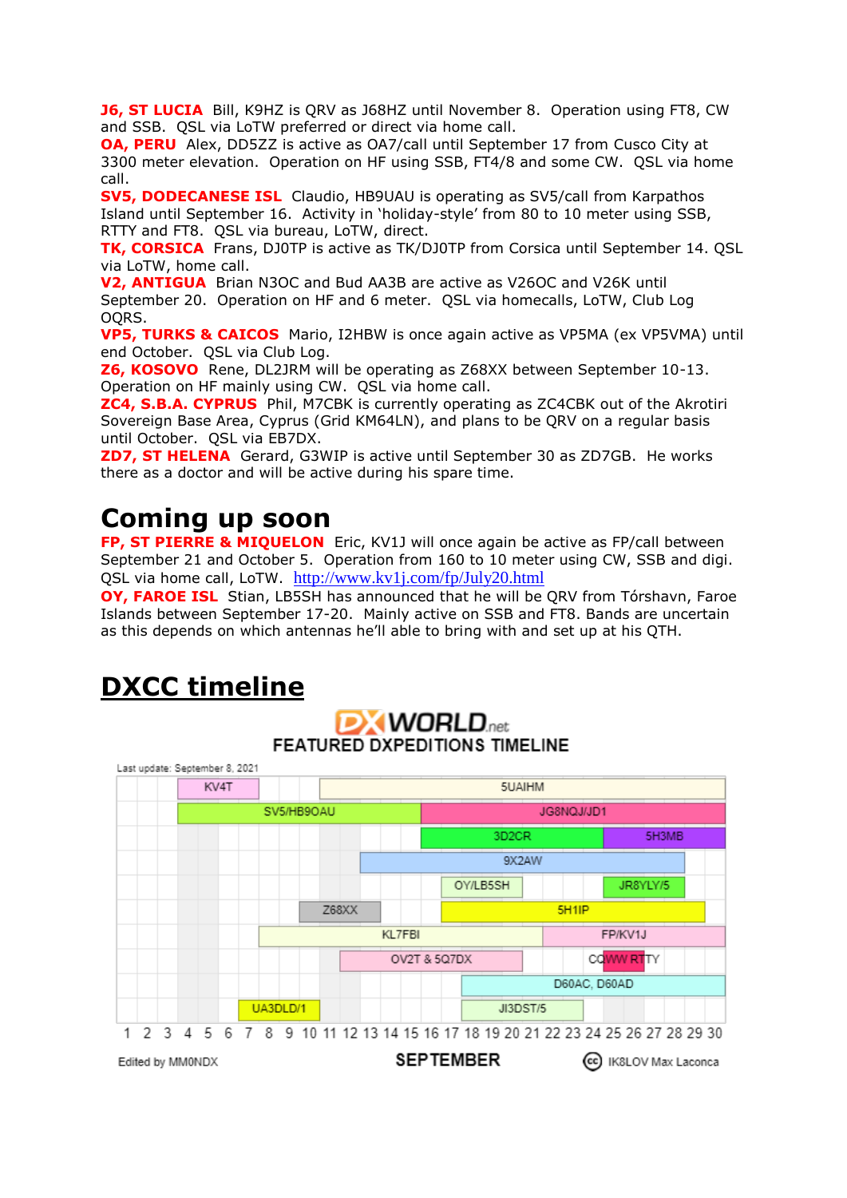**J6, ST LUCIA** Bill, K9HZ is QRV as J68HZ until November 8. Operation using FT8, CW and SSB. QSL via LoTW preferred or direct via home call.
**OA, PERU** Alex, DD5ZZ is active as OA7/call until September 17 from Cusco City at 3300 meter elevation. Operation on HF using SSB, FT4/8 and some CW. QSL via home call.
**SV5, DODECANESE ISL** Claudio, HB9UAU is operating as SV5/call from Karpathos Island until September 16. Activity in 'holiday-style' from 80 to 10 meter using SSB, RTTY and FT8. QSL via bureau, LoTW, direct.
**TK, CORSICA** Frans, DJ0TP is active as TK/DJ0TP from Corsica until September 14. QSL via LoTW, home call.
**V2, ANTIGUA** Brian N3OC and Bud AA3B are active as V26OC and V26K until September 20. Operation on HF and 6 meter. QSL via homecalls, LoTW, Club Log OQRS.
**VP5, TURKS & CAICOS** Mario, I2HBW is once again active as VP5MA (ex VP5VMA) until end October. QSL via Club Log.
**Z6, KOSOVO** Rene, DL2JRM will be operating as Z68XX between September 10-13. Operation on HF mainly using CW. QSL via home call.
**ZC4, S.B.A. CYPRUS** Phil, M7CBK is currently operating as ZC4CBK out of the Akrotiri Sovereign Base Area, Cyprus (Grid KM64LN), and plans to be QRV on a regular basis until October. QSL via EB7DX.
**ZD7, ST HELENA** Gerard, G3WIP is active until September 30 as ZD7GB. He works there as a doctor and will be active during his spare time.

# Coming up soon

**FP, ST PIERRE & MIQUELON** Eric, KV1J will once again be active as FP/call between September 21 and October 5. Operation from 160 to 10 meter using CW, SSB and digi. QSL via home call, LoTW. http://www.kv1j.com/fp/July20.html
**OY, FAROE ISL** Stian, LB5SH has announced that he will be QRV from Tórshavn, Faroe Islands between September 17-20. Mainly active on SSB and FT8. Bands are uncertain as this depends on which antennas he'll able to bring with and set up at his QTH.

# DXCC timeline

DXWORLD.net FEATURED DXPEDITIONS TIMELINE

Last update: September 8, 2021

KV4T, 5UAIHM, SV5/HB9OAU, JG8NQJ/JD1, 3D2CR, 5H3MB, 9X2AW, OY/LB5SH, JR8YLY/5, Z68XX, 5H1IP, KL7FBI, FP/KV1J, OV2T & 5Q7DX, CQWW RTTY, D60AC, D60AD, UA3DLD/1, JI3DST/5

1 2 3 4 5 6 7 8 9 10 11 12 13 14 15 16 17 18 19 20 21 22 23 24 25 26 27 28 29 30

Edited by MM0NDX SEPTEMBER IK8LOV Max Laconca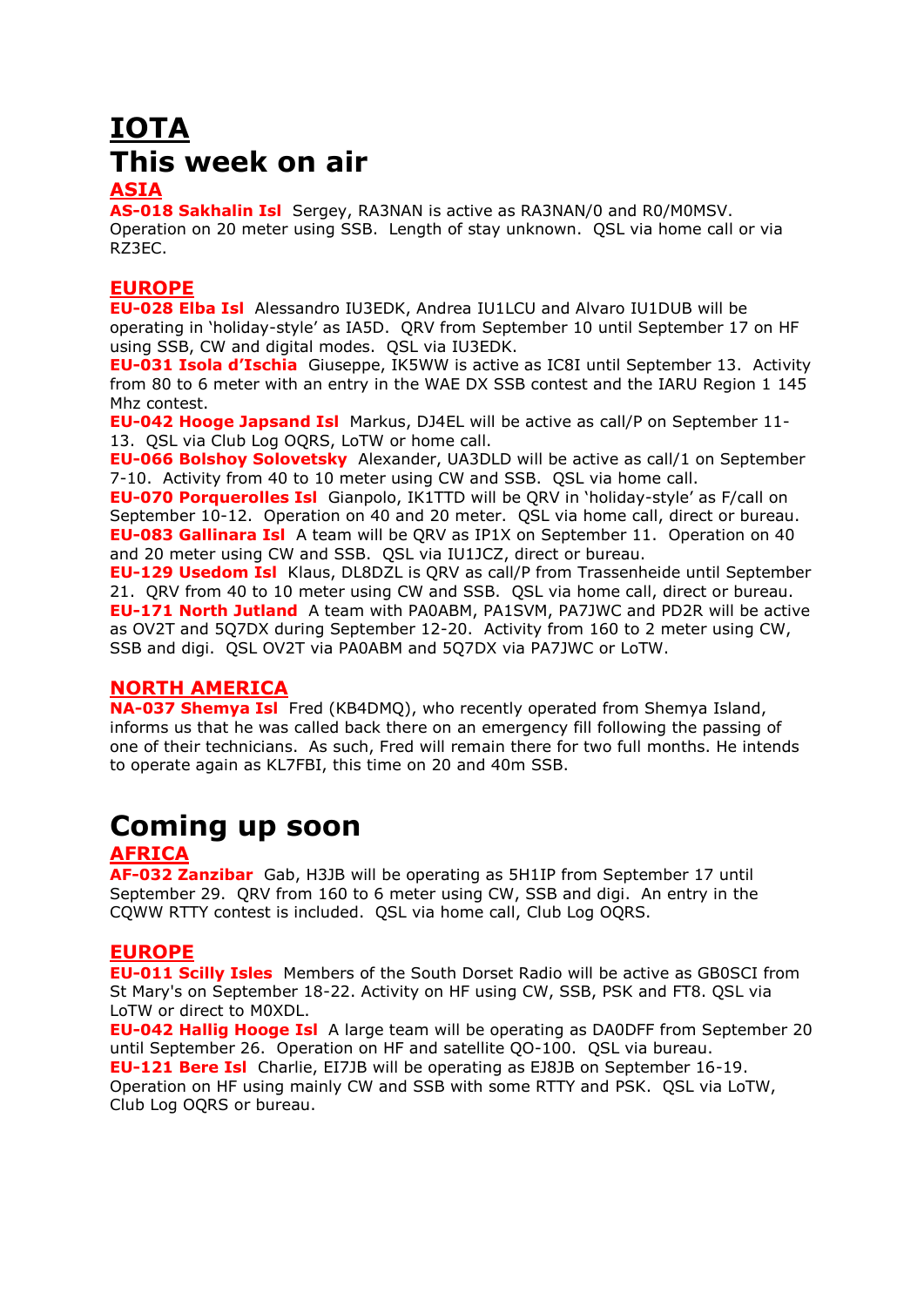# IOTA

# This week on air

## ASIA

**AS-018 Sakhalin Isl** Sergey, RA3NAN is active as RA3NAN/0 and R0/M0MSV. Operation on 20 meter using SSB. Length of stay unknown. QSL via home call or via RZ3EC.

## EUROPE

**EU-028 Elba Isl** Alessandro IU3EDK, Andrea IU1LCU and Alvaro IU1DUB will be operating in 'holiday-style' as IA5D. QRV from September 10 until September 17 on HF using SSB, CW and digital modes. QSL via IU3EDK.

**EU-031 Isola d'Ischia** Giuseppe, IK5WW is active as IC8I until September 13. Activity from 80 to 6 meter with an entry in the WAE DX SSB contest and the IARU Region 1 145 Mhz contest.

**EU-042 Hooge Japsand Isl** Markus, DJ4EL will be active as call/P on September 11-13. QSL via Club Log OQRS, LoTW or home call.

**EU-066 Bolshoy Solovetsky** Alexander, UA3DLD will be active as call/1 on September 7-10. Activity from 40 to 10 meter using CW and SSB. QSL via home call.

**EU-070 Porquerolles Isl** Gianpolo, IK1TTD will be QRV in 'holiday-style' as F/call on September 10-12. Operation on 40 and 20 meter. QSL via home call, direct or bureau.

**EU-083 Gallinara Isl** A team will be QRV as IP1X on September 11. Operation on 40 and 20 meter using CW and SSB. QSL via IU1JCZ, direct or bureau.

**EU-129 Usedom Isl** Klaus, DL8DZL is QRV as call/P from Trassenheide until September 21. QRV from 40 to 10 meter using CW and SSB. QSL via home call, direct or bureau.

**EU-171 North Jutland** A team with PA0ABM, PA1SVM, PA7JWC and PD2R will be active as OV2T and 5Q7DX during September 12-20. Activity from 160 to 2 meter using CW, SSB and digi. QSL OV2T via PA0ABM and 5Q7DX via PA7JWC or LoTW.

## NORTH AMERICA

**NA-037 Shemya Isl** Fred (KB4DMQ), who recently operated from Shemya Island, informs us that he was called back there on an emergency fill following the passing of one of their technicians. As such, Fred will remain there for two full months. He intends to operate again as KL7FBI, this time on 20 and 40m SSB.

# Coming up soon

## AFRICA

**AF-032 Zanzibar** Gab, H3JB will be operating as 5H1IP from September 17 until September 29. QRV from 160 to 6 meter using CW, SSB and digi. An entry in the CQWW RTTY contest is included. QSL via home call, Club Log OQRS.

## EUROPE

**EU-011 Scilly Isles** Members of the South Dorset Radio will be active as GB0SCI from St Mary's on September 18-22. Activity on HF using CW, SSB, PSK and FT8. QSL via LoTW or direct to M0XDL.

**EU-042 Hallig Hooge Isl** A large team will be operating as DA0DFF from September 20 until September 26. Operation on HF and satellite QO-100. QSL via bureau.

**EU-121 Bere Isl** Charlie, EI7JB will be operating as EJ8JB on September 16-19. Operation on HF using mainly CW and SSB with some RTTY and PSK. QSL via LoTW, Club Log OQRS or bureau.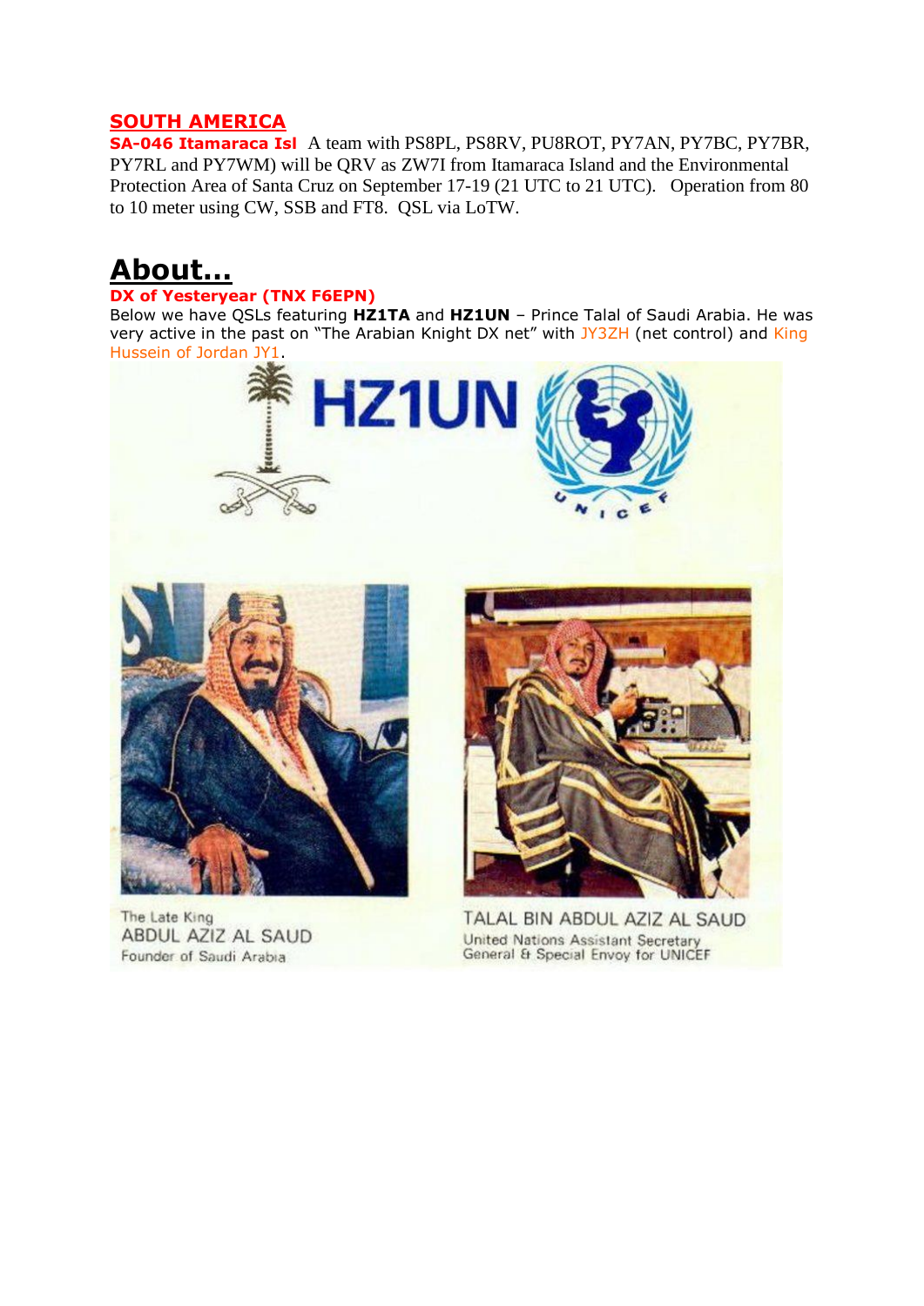## SOUTH AMERICA

**SA-046 Itamaraca Isl** A team with PS8PL, PS8RV, PU8ROT, PY7AN, PY7BC, PY7BR, PY7RL and PY7WM) will be QRV as ZW7I from Itamaraca Island and the Environmental Protection Area of Santa Cruz on September 17-19 (21 UTC to 21 UTC). Operation from 80 to 10 meter using CW, SSB and FT8. QSL via LoTW.

# About...

**DX of Yesteryear (TNX F6EPN)**

Below we have QSLs featuring **HZ1TA** and **HZ1UN** – Prince Talal of Saudi Arabia. He was very active in the past on "The Arabian Knight DX net" with JY3ZH (net control) and King Hussein of Jordan JY1.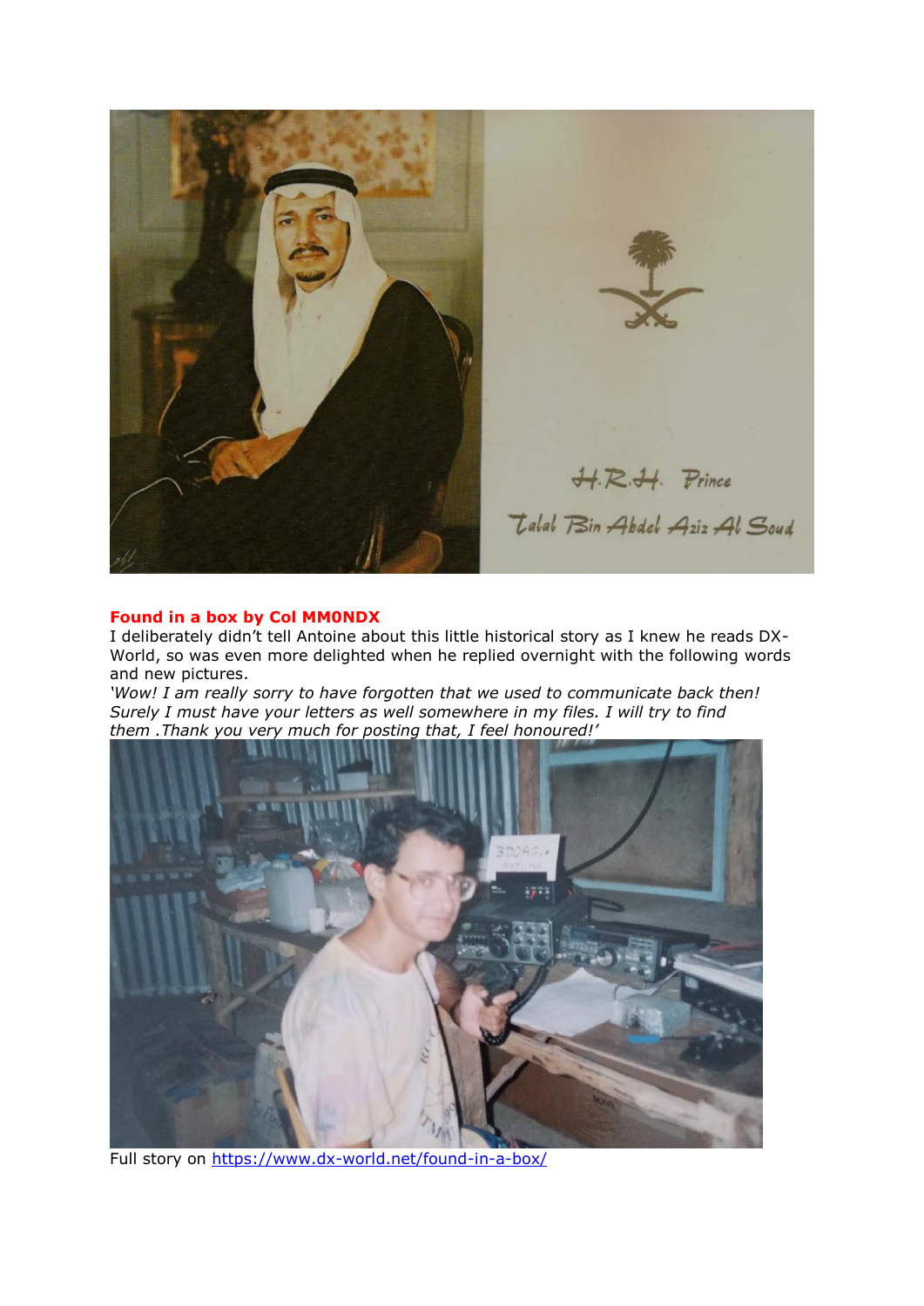**Found in a box by Col MM0NDX**

I deliberately didn't tell Antoine about this little historical story as I knew he reads DX-World, so was even more delighted when he replied overnight with the following words and new pictures.

*'Wow! I am really sorry to have forgotten that we used to communicate back then! Surely I must have your letters as well somewhere in my files. I will try to find them .Thank you very much for posting that, I feel honoured!'*

Full story on https://www.dx-world.net/found-in-a-box/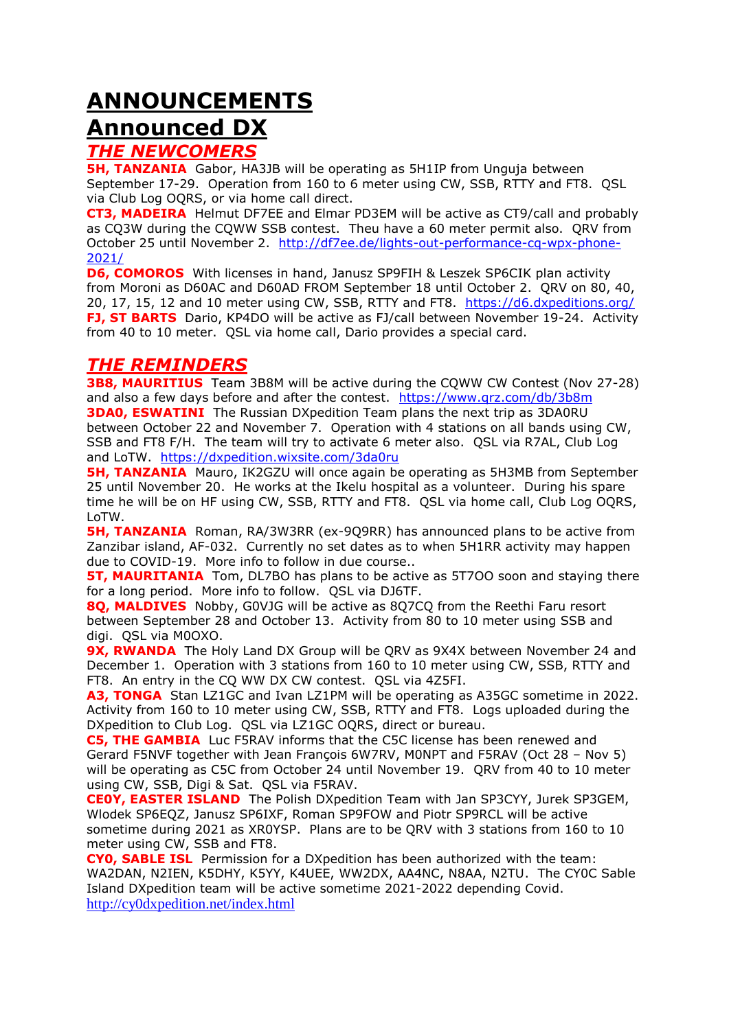# ANNOUNCEMENTS

# Announced DX

## *THE NEWCOMERS*

**5H, TANZANIA** Gabor, HA3JB will be operating as 5H1IP from Unguja between September 17-29. Operation from 160 to 6 meter using CW, SSB, RTTY and FT8. QSL via Club Log OQRS, or via home call direct.

**CT3, MADEIRA** Helmut DF7EE and Elmar PD3EM will be active as CT9/call and probably as CQ3W during the CQWW SSB contest. Theu have a 60 meter permit also. QRV from October 25 until November 2. http://df7ee.de/lights-out-performance-cq-wpx-phone-2021/

**D6, COMOROS** With licenses in hand, Janusz SP9FIH & Leszek SP6CIK plan activity from Moroni as D60AC and D60AD FROM September 18 until October 2. QRV on 80, 40, 20, 17, 15, 12 and 10 meter using CW, SSB, RTTY and FT8. https://d6.dxpeditions.org/

**FJ, ST BARTS** Dario, KP4DO will be active as FJ/call between November 19-24. Activity from 40 to 10 meter. QSL via home call, Dario provides a special card.

## *THE REMINDERS*

**3B8, MAURITIUS** Team 3B8M will be active during the CQWW CW Contest (Nov 27-28) and also a few days before and after the contest. https://www.qrz.com/db/3b8m

**3DA0, ESWATINI** The Russian DXpedition Team plans the next trip as 3DA0RU between October 22 and November 7. Operation with 4 stations on all bands using CW, SSB and FT8 F/H. The team will try to activate 6 meter also. QSL via R7AL, Club Log and LoTW. https://dxpedition.wixsite.com/3da0ru

**5H, TANZANIA** Mauro, IK2GZU will once again be operating as 5H3MB from September 25 until November 20. He works at the Ikelu hospital as a volunteer. During his spare time he will be on HF using CW, SSB, RTTY and FT8. QSL via home call, Club Log OQRS, LoTW.

**5H, TANZANIA** Roman, RA/3W3RR (ex-9Q9RR) has announced plans to be active from Zanzibar island, AF-032. Currently no set dates as to when 5H1RR activity may happen due to COVID-19. More info to follow in due course..

**5T, MAURITANIA** Tom, DL7BO has plans to be active as 5T7OO soon and staying there for a long period. More info to follow. QSL via DJ6TF.

**8Q, MALDIVES** Nobby, G0VJG will be active as 8Q7CQ from the Reethi Faru resort between September 28 and October 13. Activity from 80 to 10 meter using SSB and digi. QSL via M0OXO.

**9X, RWANDA** The Holy Land DX Group will be QRV as 9X4X between November 24 and December 1. Operation with 3 stations from 160 to 10 meter using CW, SSB, RTTY and FT8. An entry in the CQ WW DX CW contest. QSL via 4Z5FI.

**A3, TONGA** Stan LZ1GC and Ivan LZ1PM will be operating as A35GC sometime in 2022. Activity from 160 to 10 meter using CW, SSB, RTTY and FT8. Logs uploaded during the DXpedition to Club Log. QSL via LZ1GC OQRS, direct or bureau.

**C5, THE GAMBIA** Luc F5RAV informs that the C5C license has been renewed and Gerard F5NVF together with Jean François 6W7RV, M0NPT and F5RAV (Oct 28 – Nov 5) will be operating as C5C from October 24 until November 19. QRV from 40 to 10 meter using CW, SSB, Digi & Sat. QSL via F5RAV.

**CE0Y, EASTER ISLAND** The Polish DXpedition Team with Jan SP3CYY, Jurek SP3GEM, Wlodek SP6EQZ, Janusz SP6IXF, Roman SP9FOW and Piotr SP9RCL will be active sometime during 2021 as XR0YSP. Plans are to be QRV with 3 stations from 160 to 10 meter using CW, SSB and FT8.

**CY0, SABLE ISL** Permission for a DXpedition has been authorized with the team: WA2DAN, N2IEN, K5DHY, K5YY, K4UEE, WW2DX, AA4NC, N8AA, N2TU. The CY0C Sable Island DXpedition team will be active sometime 2021-2022 depending Covid. http://cy0dxpedition.net/index.html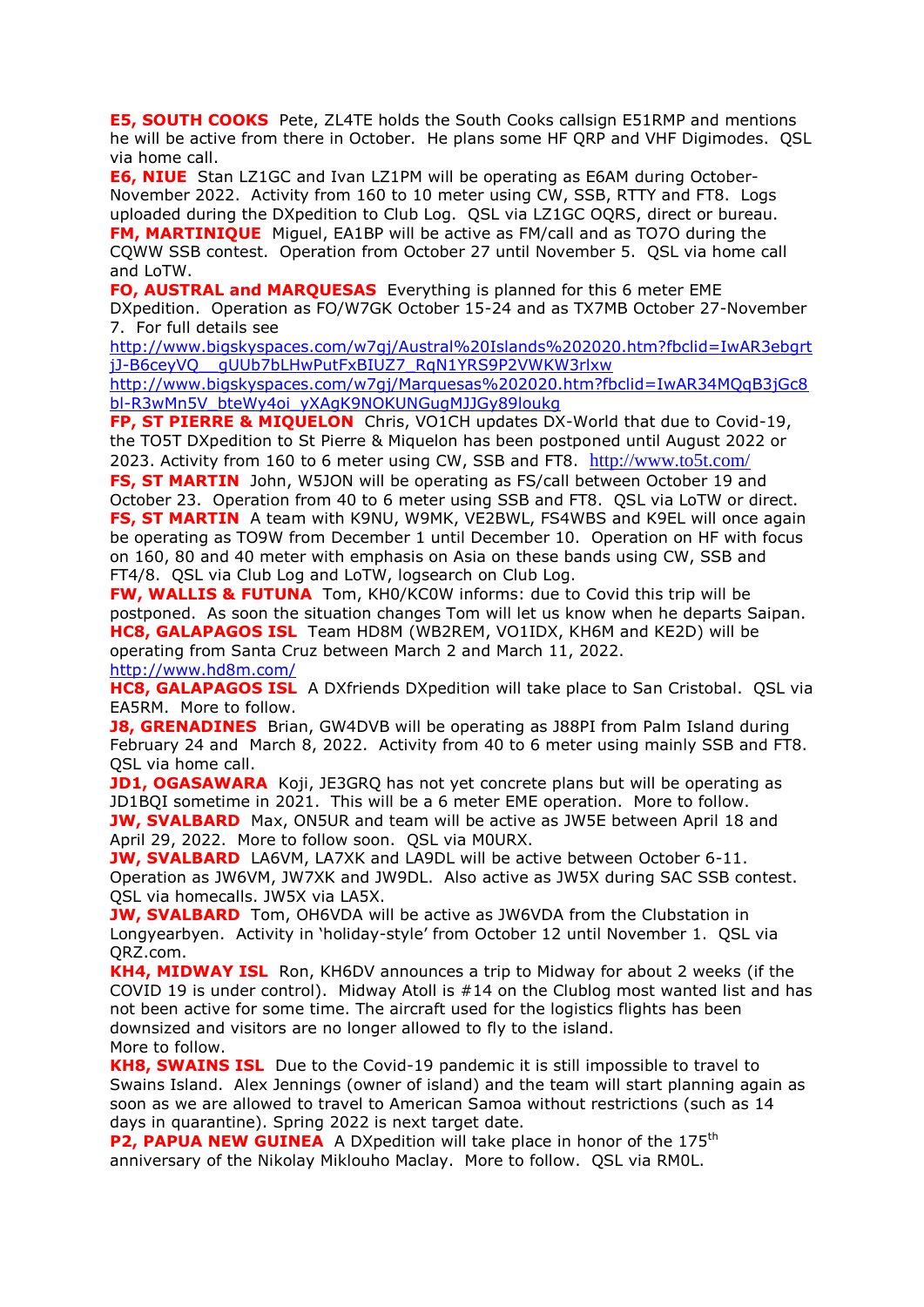**E5, SOUTH COOKS** Pete, ZL4TE holds the South Cooks callsign E51RMP and mentions he will be active from there in October. He plans some HF QRP and VHF Digimodes. QSL via home call.

**E6, NIUE** Stan LZ1GC and Ivan LZ1PM will be operating as E6AM during October-November 2022. Activity from 160 to 10 meter using CW, SSB, RTTY and FT8. Logs uploaded during the DXpedition to Club Log. QSL via LZ1GC OQRS, direct or bureau.

**FM, MARTINIQUE** Miguel, EA1BP will be active as FM/call and as TO7O during the CQWW SSB contest. Operation from October 27 until November 5. QSL via home call and LoTW.

**FO, AUSTRAL and MARQUESAS** Everything is planned for this 6 meter EME DXpedition. Operation as FO/W7GK October 15-24 and as TX7MB October 27-November 7. For full details see
http://www.bigskyspaces.com/w7gj/Austral%20Islands%202020.htm?fbclid=IwAR3ebgrtjJ-B6ceyVQ__gUUb7bLHwPutFxBIUZ7_RqN1YRS9P2VWKW3rlxw
http://www.bigskyspaces.com/w7gj/Marquesas%202020.htm?fbclid=IwAR34MQqB3jGc8bl-R3wMn5V_bteWy4oi_yXAgK9NOKUNGugMJJGy89loukg

**FP, ST PIERRE & MIQUELON** Chris, VO1CH updates DX-World that due to Covid-19, the TO5T DXpedition to St Pierre & Miquelon has been postponed until August 2022 or 2023. Activity from 160 to 6 meter using CW, SSB and FT8. http://www.to5t.com/

**FS, ST MARTIN** John, W5JON will be operating as FS/call between October 19 and October 23. Operation from 40 to 6 meter using SSB and FT8. QSL via LoTW or direct.

**FS, ST MARTIN** A team with K9NU, W9MK, VE2BWL, FS4WBS and K9EL will once again be operating as TO9W from December 1 until December 10. Operation on HF with focus on 160, 80 and 40 meter with emphasis on Asia on these bands using CW, SSB and FT4/8. QSL via Club Log and LoTW, logsearch on Club Log.

**FW, WALLIS & FUTUNA** Tom, KH0/KC0W informs: due to Covid this trip will be postponed. As soon the situation changes Tom will let us know when he departs Saipan.

**HC8, GALAPAGOS ISL** Team HD8M (WB2REM, VO1IDX, KH6M and KE2D) will be operating from Santa Cruz between March 2 and March 11, 2022.
http://www.hd8m.com/

**HC8, GALAPAGOS ISL** A DXfriends DXpedition will take place to San Cristobal. QSL via EA5RM. More to follow.

**J8, GRENADINES** Brian, GW4DVB will be operating as J88PI from Palm Island during February 24 and March 8, 2022. Activity from 40 to 6 meter using mainly SSB and FT8. QSL via home call.

**JD1, OGASAWARA** Koji, JE3GRQ has not yet concrete plans but will be operating as JD1BQI sometime in 2021. This will be a 6 meter EME operation. More to follow.

**JW, SVALBARD** Max, ON5UR and team will be active as JW5E between April 18 and April 29, 2022. More to follow soon. QSL via M0URX.

**JW, SVALBARD** LA6VM, LA7XK and LA9DL will be active between October 6-11. Operation as JW6VM, JW7XK and JW9DL. Also active as JW5X during SAC SSB contest. QSL via homecalls. JW5X via LA5X.

**JW, SVALBARD** Tom, OH6VDA will be active as JW6VDA from the Clubstation in Longyearbyen. Activity in 'holiday-style' from October 12 until November 1. QSL via QRZ.com.

**KH4, MIDWAY ISL** Ron, KH6DV announces a trip to Midway for about 2 weeks (if the COVID 19 is under control). Midway Atoll is #14 on the Clublog most wanted list and has not been active for some time. The aircraft used for the logistics flights has been downsized and visitors are no longer allowed to fly to the island.
More to follow.

**KH8, SWAINS ISL** Due to the Covid-19 pandemic it is still impossible to travel to Swains Island. Alex Jennings (owner of island) and the team will start planning again as soon as we are allowed to travel to American Samoa without restrictions (such as 14 days in quarantine). Spring 2022 is next target date.

**P2, PAPUA NEW GUINEA** A DXpedition will take place in honor of the 175th anniversary of the Nikolay Miklouho Maclay. More to follow. QSL via RM0L.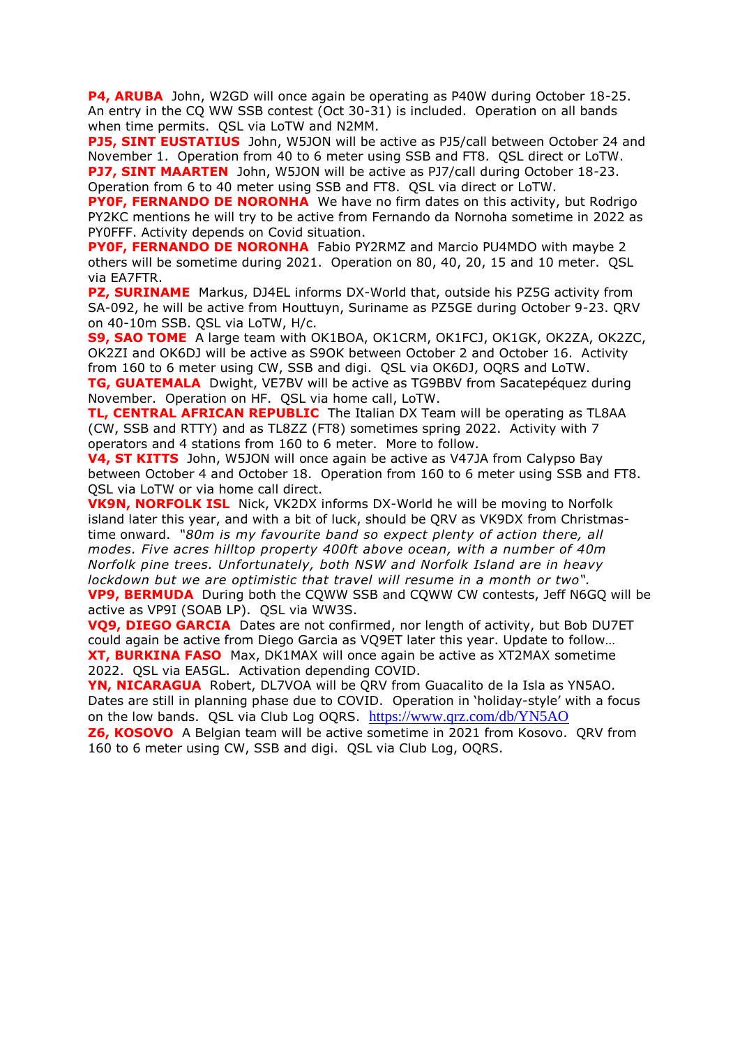**P4, ARUBA** John, W2GD will once again be operating as P40W during October 18-25. An entry in the CQ WW SSB contest (Oct 30-31) is included. Operation on all bands when time permits. QSL via LoTW and N2MM.

**PJ5, SINT EUSTATIUS** John, W5JON will be active as PJ5/call between October 24 and November 1. Operation from 40 to 6 meter using SSB and FT8. QSL direct or LoTW.

**PJ7, SINT MAARTEN** John, W5JON will be active as PJ7/call during October 18-23. Operation from 6 to 40 meter using SSB and FT8. QSL via direct or LoTW.

**PY0F, FERNANDO DE NORONHA** We have no firm dates on this activity, but Rodrigo PY2KC mentions he will try to be active from Fernando da Nornoha sometime in 2022 as PY0FFF. Activity depends on Covid situation.

**PY0F, FERNANDO DE NORONHA** Fabio PY2RMZ and Marcio PU4MDO with maybe 2 others will be sometime during 2021. Operation on 80, 40, 20, 15 and 10 meter. QSL via EA7FTR.

**PZ, SURINAME** Markus, DJ4EL informs DX-World that, outside his PZ5G activity from SA-092, he will be active from Houttuyn, Suriname as PZ5GE during October 9-23. QRV on 40-10m SSB. QSL via LoTW, H/c.

**S9, SAO TOME** A large team with OK1BOA, OK1CRM, OK1FCJ, OK1GK, OK2ZA, OK2ZC, OK2ZI and OK6DJ will be active as S9OK between October 2 and October 16. Activity from 160 to 6 meter using CW, SSB and digi. QSL via OK6DJ, OQRS and LoTW.

**TG, GUATEMALA** Dwight, VE7BV will be active as TG9BBV from Sacatepéquez during November. Operation on HF. QSL via home call, LoTW.

**TL, CENTRAL AFRICAN REPUBLIC** The Italian DX Team will be operating as TL8AA (CW, SSB and RTTY) and as TL8ZZ (FT8) sometimes spring 2022. Activity with 7 operators and 4 stations from 160 to 6 meter. More to follow.

**V4, ST KITTS** John, W5JON will once again be active as V47JA from Calypso Bay between October 4 and October 18. Operation from 160 to 6 meter using SSB and FT8. QSL via LoTW or via home call direct.

**VK9N, NORFOLK ISL** Nick, VK2DX informs DX-World he will be moving to Norfolk island later this year, and with a bit of luck, should be QRV as VK9DX from Christmas-time onward. *"80m is my favourite band so expect plenty of action there, all modes. Five acres hilltop property 400ft above ocean, with a number of 40m Norfolk pine trees. Unfortunately, both NSW and Norfolk Island are in heavy lockdown but we are optimistic that travel will resume in a month or two".*

**VP9, BERMUDA** During both the CQWW SSB and CQWW CW contests, Jeff N6GQ will be active as VP9I (SOAB LP). QSL via WW3S.

**VQ9, DIEGO GARCIA** Dates are not confirmed, nor length of activity, but Bob DU7ET could again be active from Diego Garcia as VQ9ET later this year. Update to follow…

**XT, BURKINA FASO** Max, DK1MAX will once again be active as XT2MAX sometime 2022. QSL via EA5GL. Activation depending COVID.

**YN, NICARAGUA** Robert, DL7VOA will be QRV from Guacalito de la Isla as YN5AO. Dates are still in planning phase due to COVID. Operation in 'holiday-style' with a focus on the low bands. QSL via Club Log OQRS. https://www.qrz.com/db/YN5AO

**Z6, KOSOVO** A Belgian team will be active sometime in 2021 from Kosovo. QRV from 160 to 6 meter using CW, SSB and digi. QSL via Club Log, OQRS.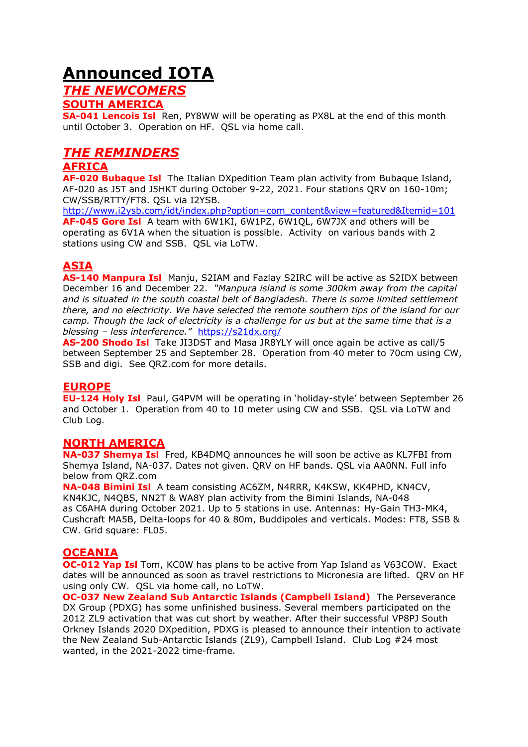# Announced IOTA

## *THE NEWCOMERS*

### SOUTH AMERICA

**SA-041 Lencois Isl** Ren, PY8WW will be operating as PX8L at the end of this month until October 3. Operation on HF. QSL via home call.

## *THE REMINDERS*

### AFRICA

**AF-020 Bubaque Isl** The Italian DXpedition Team plan activity from Bubaque Island, AF-020 as J5T and J5HKT during October 9-22, 2021. Four stations QRV on 160-10m; CW/SSB/RTTY/FT8. QSL via I2YSB.
http://www.i2ysb.com/idt/index.php?option=com_content&view=featured&Itemid=101

**AF-045 Gore Isl** A team with 6W1KI, 6W1PZ, 6W1QL, 6W7JX and others will be operating as 6V1A when the situation is possible. Activity on various bands with 2 stations using CW and SSB. QSL via LoTW.

### ASIA

**AS-140 Manpura Isl** Manju, S2IAM and Fazlay S2IRC will be active as S2IDX between December 16 and December 22. *"Manpura island is some 300km away from the capital and is situated in the south coastal belt of Bangladesh. There is some limited settlement there, and no electricity. We have selected the remote southern tips of the island for our camp. Though the lack of electricity is a challenge for us but at the same time that is a blessing – less interference."* https://s21dx.org/

**AS-200 Shodo Isl** Take JI3DST and Masa JR8YLY will once again be active as call/5 between September 25 and September 28. Operation from 40 meter to 70cm using CW, SSB and digi. See QRZ.com for more details.

### EUROPE

**EU-124 Holy Isl** Paul, G4PVM will be operating in 'holiday-style' between September 26 and October 1. Operation from 40 to 10 meter using CW and SSB. QSL via LoTW and Club Log.

### NORTH AMERICA

**NA-037 Shemya Isl** Fred, KB4DMQ announces he will soon be active as KL7FBI from Shemya Island, NA-037. Dates not given. QRV on HF bands. QSL via AA0NN. Full info below from QRZ.com

**NA-048 Bimini Isl** A team consisting AC6ZM, N4RRR, K4KSW, KK4PHD, KN4CV, KN4KJC, N4QBS, NN2T & WA8Y plan activity from the Bimini Islands, NA-048 as C6AHA during October 2021. Up to 5 stations in use. Antennas: Hy-Gain TH3-MK4, Cushcraft MA5B, Delta-loops for 40 & 80m, Buddipoles and verticals. Modes: FT8, SSB & CW. Grid square: FL05.

### OCEANIA

**OC-012 Yap Isl** Tom, KC0W has plans to be active from Yap Island as V63COW. Exact dates will be announced as soon as travel restrictions to Micronesia are lifted. QRV on HF using only CW. QSL via home call, no LoTW.

**OC-037 New Zealand Sub Antarctic Islands (Campbell Island)** The Perseverance DX Group (PDXG) has some unfinished business. Several members participated on the 2012 ZL9 activation that was cut short by weather. After their successful VP8PJ South Orkney Islands 2020 DXpedition, PDXG is pleased to announce their intention to activate the New Zealand Sub-Antarctic Islands (ZL9), Campbell Island. Club Log #24 most wanted, in the 2021-2022 time-frame.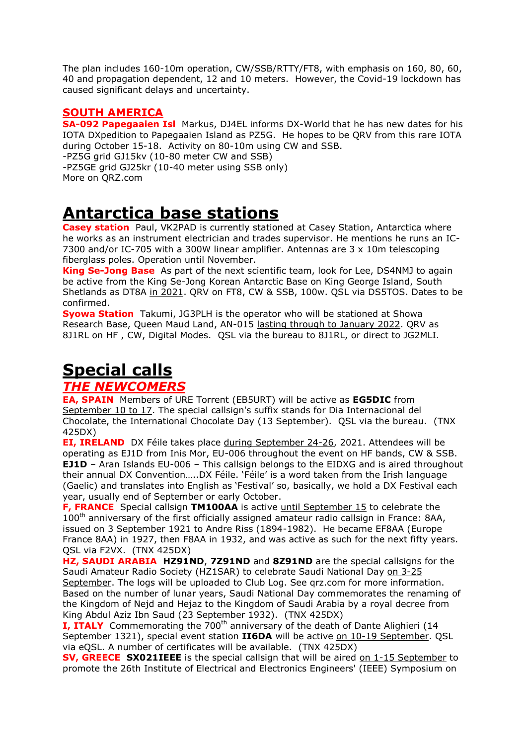The plan includes 160-10m operation, CW/SSB/RTTY/FT8, with emphasis on 160, 80, 60, 40 and propagation dependent, 12 and 10 meters. However, the Covid-19 lockdown has caused significant delays and uncertainty.

### SOUTH AMERICA

**SA-092 Papegaaien Isl** Markus, DJ4EL informs DX-World that he has new dates for his IOTA DXpedition to Papegaaien Island as PZ5G. He hopes to be QRV from this rare IOTA during October 15-18. Activity on 80-10m using CW and SSB.
-PZ5G grid GJ15kv (10-80 meter CW and SSB)
-PZ5GE grid GJ25kr (10-40 meter using SSB only)
More on QRZ.com

# Antarctica base stations

**Casey station** Paul, VK2PAD is currently stationed at Casey Station, Antarctica where he works as an instrument electrician and trades supervisor. He mentions he runs an IC-7300 and/or IC-705 with a 300W linear amplifier. Antennas are 3 x 10m telescoping fiberglass poles. Operation until November.
**King Se-Jong Base** As part of the next scientific team, look for Lee, DS4NMJ to again be active from the King Se-Jong Korean Antarctic Base on King George Island, South Shetlands as DT8A in 2021. QRV on FT8, CW & SSB, 100w. QSL via DS5TOS. Dates to be confirmed.
**Syowa Station** Takumi, JG3PLH is the operator who will be stationed at Showa Research Base, Queen Maud Land, AN-015 lasting through to January 2022. QRV as 8J1RL on HF , CW, Digital Modes. QSL via the bureau to 8J1RL, or direct to JG2MLI.

# Special calls

## *THE NEWCOMERS*

**EA, SPAIN** Members of URE Torrent (EB5URT) will be active as **EG5DIC** from September 10 to 17. The special callsign's suffix stands for Dia Internacional del Chocolate, the International Chocolate Day (13 September). QSL via the bureau. (TNX 425DX)
**EI, IRELAND** DX Féile takes place during September 24-26, 2021. Attendees will be operating as EJ1D from Inis Mor, EU-006 throughout the event on HF bands, CW & SSB. **EJ1D** – Aran Islands EU-006 – This callsign belongs to the EIDXG and is aired throughout their annual DX Convention…..DX Féile. 'Féile' is a word taken from the Irish language (Gaelic) and translates into English as 'Festival' so, basically, we hold a DX Festival each year, usually end of September or early October.
**F, FRANCE** Special callsign **TM100AA** is active until September 15 to celebrate the 100th anniversary of the first officially assigned amateur radio callsign in France: 8AA, issued on 3 September 1921 to Andre Riss (1894-1982). He became EF8AA (Europe France 8AA) in 1927, then F8AA in 1932, and was active as such for the next fifty years. QSL via F2VX. (TNX 425DX)
**HZ, SAUDI ARABIA** **HZ91ND**, **7Z91ND** and **8Z91ND** are the special callsigns for the Saudi Amateur Radio Society (HZ1SAR) to celebrate Saudi National Day on 3-25 September. The logs will be uploaded to Club Log. See qrz.com for more information. Based on the number of lunar years, Saudi National Day commemorates the renaming of the Kingdom of Nejd and Hejaz to the Kingdom of Saudi Arabia by a royal decree from King Abdul Aziz Ibn Saud (23 September 1932). (TNX 425DX)
**I, ITALY** Commemorating the 700th anniversary of the death of Dante Alighieri (14 September 1321), special event station **II6DA** will be active on 10-19 September. QSL via eQSL. A number of certificates will be available. (TNX 425DX)
**SV, GREECE** **SX021IEEE** is the special callsign that will be aired on 1-15 September to promote the 26th Institute of Electrical and Electronics Engineers' (IEEE) Symposium on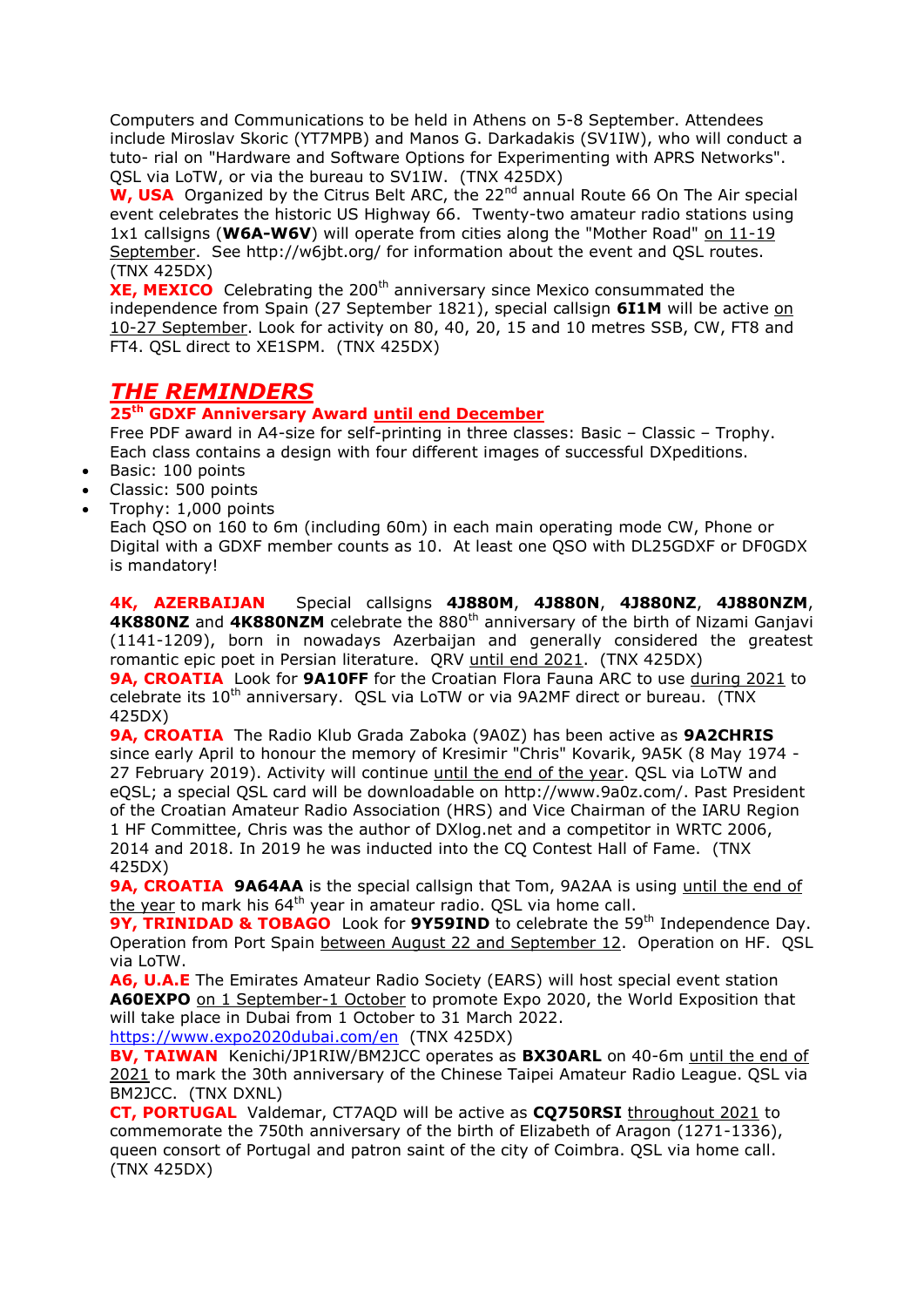Computers and Communications to be held in Athens on 5-8 September. Attendees include Miroslav Skoric (YT7MPB) and Manos G. Darkadakis (SV1IW), who will conduct a tuto- rial on "Hardware and Software Options for Experimenting with APRS Networks". QSL via LoTW, or via the bureau to SV1IW. (TNX 425DX)

**W, USA** Organized by the Citrus Belt ARC, the 22nd annual Route 66 On The Air special event celebrates the historic US Highway 66. Twenty-two amateur radio stations using 1x1 callsigns (**W6A-W6V**) will operate from cities along the "Mother Road" on 11-19 September. See http://w6jbt.org/ for information about the event and QSL routes. (TNX 425DX)

**XE, MEXICO** Celebrating the 200th anniversary since Mexico consummated the independence from Spain (27 September 1821), special callsign **6I1M** will be active on 10-27 September. Look for activity on 80, 40, 20, 15 and 10 metres SSB, CW, FT8 and FT4. QSL direct to XE1SPM. (TNX 425DX)

## *THE REMINDERS*

**25th GDXF Anniversary Award until end December**

Free PDF award in A4-size for self-printing in three classes: Basic – Classic – Trophy. Each class contains a design with four different images of successful DXpeditions.

- Basic: 100 points
- Classic: 500 points
- Trophy: 1,000 points

Each QSO on 160 to 6m (including 60m) in each main operating mode CW, Phone or Digital with a GDXF member counts as 10. At least one QSO with DL25GDXF or DF0GDX is mandatory!

**4K, AZERBAIJAN** Special callsigns **4J880M**, **4J880N**, **4J880NZ**, **4J880NZM**, **4K880NZ** and **4K880NZM** celebrate the 880th anniversary of the birth of Nizami Ganjavi (1141-1209), born in nowadays Azerbaijan and generally considered the greatest romantic epic poet in Persian literature. QRV until end 2021. (TNX 425DX)

**9A, CROATIA** Look for **9A10FF** for the Croatian Flora Fauna ARC to use during 2021 to celebrate its 10th anniversary. QSL via LoTW or via 9A2MF direct or bureau. (TNX 425DX)

**9A, CROATIA** The Radio Klub Grada Zaboka (9A0Z) has been active as **9A2CHRIS** since early April to honour the memory of Kresimir "Chris" Kovarik, 9A5K (8 May 1974 - 27 February 2019). Activity will continue until the end of the year. QSL via LoTW and eQSL; a special QSL card will be downloadable on http://www.9a0z.com/. Past President of the Croatian Amateur Radio Association (HRS) and Vice Chairman of the IARU Region 1 HF Committee, Chris was the author of DXlog.net and a competitor in WRTC 2006, 2014 and 2018. In 2019 he was inducted into the CQ Contest Hall of Fame. (TNX 425DX)

**9A, CROATIA** **9A64AA** is the special callsign that Tom, 9A2AA is using until the end of the year to mark his 64th year in amateur radio. QSL via home call.

**9Y, TRINIDAD & TOBAGO** Look for **9Y59IND** to celebrate the 59th Independence Day. Operation from Port Spain between August 22 and September 12. Operation on HF. QSL via LoTW.

**A6, U.A.E** The Emirates Amateur Radio Society (EARS) will host special event station **A60EXPO** on 1 September-1 October to promote Expo 2020, the World Exposition that will take place in Dubai from 1 October to 31 March 2022. https://www.expo2020dubai.com/en (TNX 425DX)

**BV, TAIWAN** Kenichi/JP1RIW/BM2JCC operates as **BX30ARL** on 40-6m until the end of 2021 to mark the 30th anniversary of the Chinese Taipei Amateur Radio League. QSL via BM2JCC. (TNX DXNL)

**CT, PORTUGAL** Valdemar, CT7AQD will be active as **CQ750RSI** throughout 2021 to commemorate the 750th anniversary of the birth of Elizabeth of Aragon (1271-1336), queen consort of Portugal and patron saint of the city of Coimbra. QSL via home call. (TNX 425DX)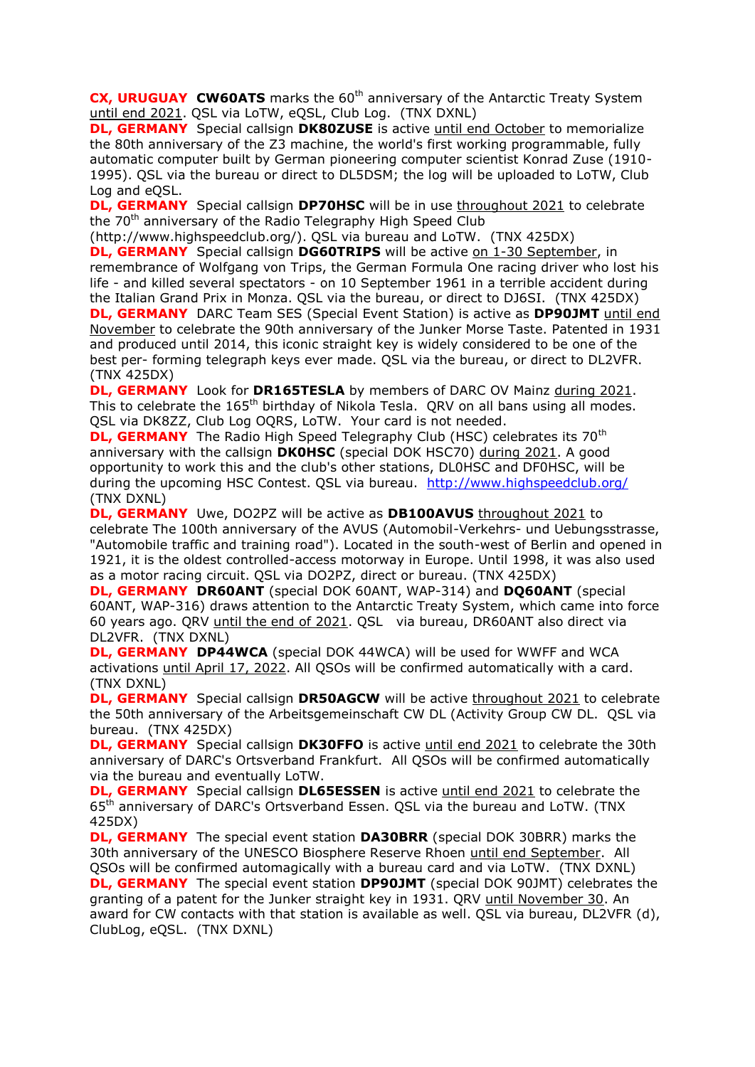**CX, URUGUAY** **CW60ATS** marks the 60th anniversary of the Antarctic Treaty System until end 2021. QSL via LoTW, eQSL, Club Log. (TNX DXNL)

**DL, GERMANY** Special callsign **DK80ZUSE** is active until end October to memorialize the 80th anniversary of the Z3 machine, the world's first working programmable, fully automatic computer built by German pioneering computer scientist Konrad Zuse (1910-1995). QSL via the bureau or direct to DL5DSM; the log will be uploaded to LoTW, Club Log and eQSL.

**DL, GERMANY** Special callsign **DP70HSC** will be in use throughout 2021 to celebrate the 70th anniversary of the Radio Telegraphy High Speed Club (http://www.highspeedclub.org/). QSL via bureau and LoTW. (TNX 425DX)

**DL, GERMANY** Special callsign **DG60TRIPS** will be active on 1-30 September, in remembrance of Wolfgang von Trips, the German Formula One racing driver who lost his life - and killed several spectators - on 10 September 1961 in a terrible accident during the Italian Grand Prix in Monza. QSL via the bureau, or direct to DJ6SI. (TNX 425DX)

**DL, GERMANY** DARC Team SES (Special Event Station) is active as **DP90JMT** until end November to celebrate the 90th anniversary of the Junker Morse Taste. Patented in 1931 and produced until 2014, this iconic straight key is widely considered to be one of the best per- forming telegraph keys ever made. QSL via the bureau, or direct to DL2VFR. (TNX 425DX)

**DL, GERMANY** Look for **DR165TESLA** by members of DARC OV Mainz during 2021. This to celebrate the 165th birthday of Nikola Tesla. QRV on all bans using all modes. QSL via DK8ZZ, Club Log OQRS, LoTW. Your card is not needed.

**DL, GERMANY** The Radio High Speed Telegraphy Club (HSC) celebrates its 70th anniversary with the callsign **DK0HSC** (special DOK HSC70) during 2021. A good opportunity to work this and the club's other stations, DL0HSC and DF0HSC, will be during the upcoming HSC Contest. QSL via bureau. http://www.highspeedclub.org/ (TNX DXNL)

**DL, GERMANY** Uwe, DO2PZ will be active as **DB100AVUS** throughout 2021 to celebrate The 100th anniversary of the AVUS (Automobil-Verkehrs- und Uebungsstrasse, "Automobile traffic and training road"). Located in the south-west of Berlin and opened in 1921, it is the oldest controlled-access motorway in Europe. Until 1998, it was also used as a motor racing circuit. QSL via DO2PZ, direct or bureau. (TNX 425DX)

**DL, GERMANY** **DR60ANT** (special DOK 60ANT, WAP-314) and **DQ60ANT** (special 60ANT, WAP-316) draws attention to the Antarctic Treaty System, which came into force 60 years ago. QRV until the end of 2021. QSL via bureau, DR60ANT also direct via DL2VFR. (TNX DXNL)

**DL, GERMANY** **DP44WCA** (special DOK 44WCA) will be used for WWFF and WCA activations until April 17, 2022. All QSOs will be confirmed automatically with a card. (TNX DXNL)

**DL, GERMANY** Special callsign **DR50AGCW** will be active throughout 2021 to celebrate the 50th anniversary of the Arbeitsgemeinschaft CW DL (Activity Group CW DL. QSL via bureau. (TNX 425DX)

**DL, GERMANY** Special callsign **DK30FFO** is active until end 2021 to celebrate the 30th anniversary of DARC's Ortsverband Frankfurt. All QSOs will be confirmed automatically via the bureau and eventually LoTW.

**DL, GERMANY** Special callsign **DL65ESSEN** is active until end 2021 to celebrate the 65th anniversary of DARC's Ortsverband Essen. QSL via the bureau and LoTW. (TNX 425DX)

**DL, GERMANY** The special event station **DA30BRR** (special DOK 30BRR) marks the 30th anniversary of the UNESCO Biosphere Reserve Rhoen until end September. All QSOs will be confirmed automagically with a bureau card and via LoTW. (TNX DXNL)

**DL, GERMANY** The special event station **DP90JMT** (special DOK 90JMT) celebrates the granting of a patent for the Junker straight key in 1931. QRV until November 30. An award for CW contacts with that station is available as well. QSL via bureau, DL2VFR (d), ClubLog, eQSL. (TNX DXNL)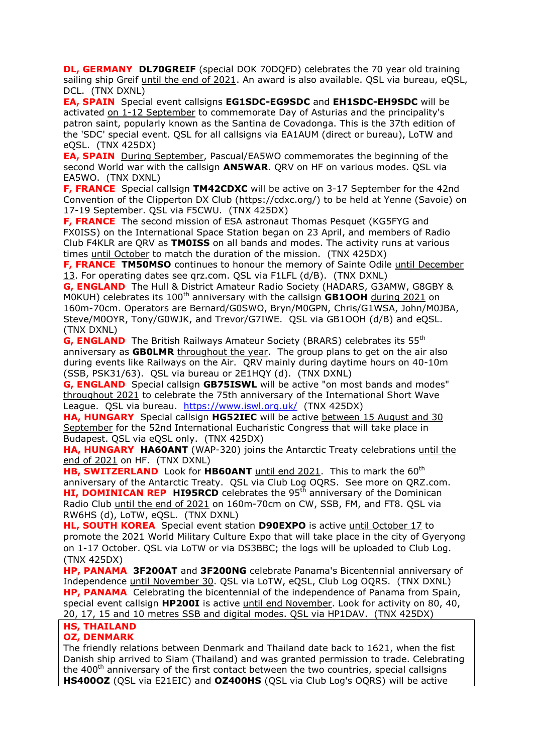**DL, GERMANY** **DL70GREIF** (special DOK 70DQFD) celebrates the 70 year old training sailing ship Greif until the end of 2021. An award is also available. QSL via bureau, eQSL, DCL. (TNX DXNL)

**EA, SPAIN** Special event callsigns **EG1SDC-EG9SDC** and **EH1SDC-EH9SDC** will be activated on 1-12 September to commemorate Day of Asturias and the principality's patron saint, popularly known as the Santina de Covadonga. This is the 37th edition of the 'SDC' special event. QSL for all callsigns via EA1AUM (direct or bureau), LoTW and eQSL. (TNX 425DX)

**EA, SPAIN** During September, Pascual/EA5WO commemorates the beginning of the second World war with the callsign **AN5WAR**. QRV on HF on various modes. QSL via EA5WO. (TNX DXNL)

**F, FRANCE** Special callsign **TM42CDXC** will be active on 3-17 September for the 42nd Convention of the Clipperton DX Club (https://cdxc.org/) to be held at Yenne (Savoie) on 17-19 September. QSL via F5CWU. (TNX 425DX)

**F, FRANCE** The second mission of ESA astronaut Thomas Pesquet (KG5FYG and FX0ISS) on the International Space Station began on 23 April, and members of Radio Club F4KLR are QRV as **TM0ISS** on all bands and modes. The activity runs at various times until October to match the duration of the mission. (TNX 425DX)

**F, FRANCE** **TM50MSO** continues to honour the memory of Sainte Odile until December 13. For operating dates see qrz.com. QSL via F1LFL (d/B). (TNX DXNL)

**G, ENGLAND** The Hull & District Amateur Radio Society (HADARS, G3AMW, G8GBY & M0KUH) celebrates its 100th anniversary with the callsign **GB1OOH** during 2021 on 160m-70cm. Operators are Bernard/G0SWO, Bryn/M0GPN, Chris/G1WSA, John/M0JBA, Steve/M0OYR, Tony/G0WJK, and Trevor/G7IWE. QSL via GB1OOH (d/B) and eQSL. (TNX DXNL)

**G, ENGLAND** The British Railways Amateur Society (BRARS) celebrates its 55th anniversary as **GB0LMR** throughout the year. The group plans to get on the air also during events like Railways on the Air. QRV mainly during daytime hours on 40-10m (SSB, PSK31/63). QSL via bureau or 2E1HQY (d). (TNX DXNL)

**G, ENGLAND** Special callsign **GB75ISWL** will be active "on most bands and modes" throughout 2021 to celebrate the 75th anniversary of the International Short Wave League. QSL via bureau. https://www.iswl.org.uk/ (TNX 425DX)

**HA, HUNGARY** Special callsign **HG52IEC** will be active between 15 August and 30 September for the 52nd International Eucharistic Congress that will take place in Budapest. QSL via eQSL only. (TNX 425DX)

**HA, HUNGARY** **HA60ANT** (WAP-320) joins the Antarctic Treaty celebrations until the end of 2021 on HF. (TNX DXNL)

**HB, SWITZERLAND** Look for **HB60ANT** until end 2021. This to mark the 60th anniversary of the Antarctic Treaty. QSL via Club Log OQRS. See more on QRZ.com.

**HI, DOMINICAN REP** **HI95RCD** celebrates the 95th anniversary of the Dominican Radio Club until the end of 2021 on 160m-70cm on CW, SSB, FM, and FT8. QSL via RW6HS (d), LoTW, eQSL. (TNX DXNL)

**HL, SOUTH KOREA** Special event station **D90EXPO** is active until October 17 to promote the 2021 World Military Culture Expo that will take place in the city of Gyeryong on 1-17 October. QSL via LoTW or via DS3BBC; the logs will be uploaded to Club Log. (TNX 425DX)

**HP, PANAMA** **3F200AT** and **3F200NG** celebrate Panama's Bicentennial anniversary of Independence until November 30. QSL via LoTW, eQSL, Club Log OQRS. (TNX DXNL)

**HP, PANAMA** Celebrating the bicentennial of the independence of Panama from Spain, special event callsign **HP200I** is active until end November. Look for activity on 80, 40, 20, 17, 15 and 10 metres SSB and digital modes. QSL via HP1DAV. (TNX 425DX)

**HS, THAILAND**
**OZ, DENMARK**
The friendly relations between Denmark and Thailand date back to 1621, when the fist Danish ship arrived to Siam (Thailand) and was granted permission to trade. Celebrating the 400th anniversary of the first contact between the two countries, special callsigns **HS400OZ** (QSL via E21EIC) and **OZ400HS** (QSL via Club Log's OQRS) will be active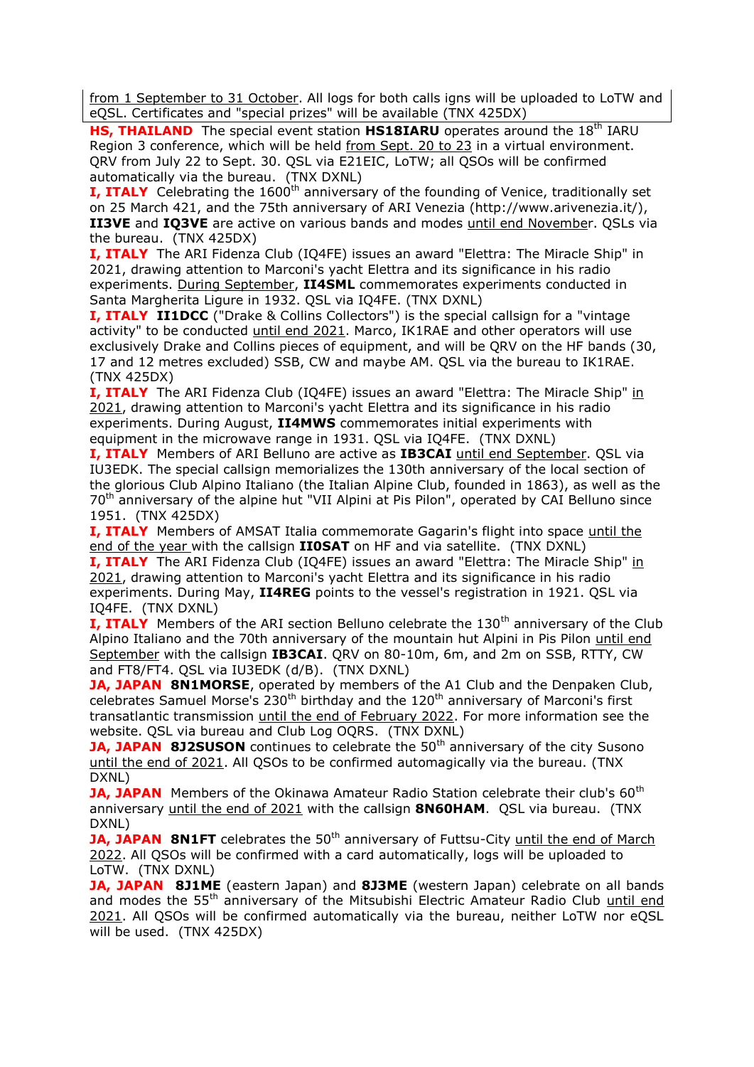from 1 September to 31 October. All logs for both calls igns will be uploaded to LoTW and eQSL. Certificates and "special prizes" will be available (TNX 425DX)

**HS, THAILAND** The special event station **HS18IARU** operates around the 18th IARU Region 3 conference, which will be held from Sept. 20 to 23 in a virtual environment. QRV from July 22 to Sept. 30. QSL via E21EIC, LoTW; all QSOs will be confirmed automatically via the bureau. (TNX DXNL)

**I, ITALY** Celebrating the 1600th anniversary of the founding of Venice, traditionally set on 25 March 421, and the 75th anniversary of ARI Venezia (http://www.arivenezia.it/), **II3VE** and **IQ3VE** are active on various bands and modes until end November. QSLs via the bureau. (TNX 425DX)

**I, ITALY** The ARI Fidenza Club (IQ4FE) issues an award "Elettra: The Miracle Ship" in 2021, drawing attention to Marconi's yacht Elettra and its significance in his radio experiments. During September, **II4SML** commemorates experiments conducted in Santa Margherita Ligure in 1932. QSL via IQ4FE. (TNX DXNL)

**I, ITALY** **II1DCC** ("Drake & Collins Collectors") is the special callsign for a "vintage activity" to be conducted until end 2021. Marco, IK1RAE and other operators will use exclusively Drake and Collins pieces of equipment, and will be QRV on the HF bands (30, 17 and 12 metres excluded) SSB, CW and maybe AM. QSL via the bureau to IK1RAE. (TNX 425DX)

**I, ITALY** The ARI Fidenza Club (IQ4FE) issues an award "Elettra: The Miracle Ship" in 2021, drawing attention to Marconi's yacht Elettra and its significance in his radio experiments. During August, **II4MWS** commemorates initial experiments with equipment in the microwave range in 1931. QSL via IQ4FE. (TNX DXNL)

**I, ITALY** Members of ARI Belluno are active as **IB3CAI** until end September. QSL via IU3EDK. The special callsign memorializes the 130th anniversary of the local section of the glorious Club Alpino Italiano (the Italian Alpine Club, founded in 1863), as well as the 70th anniversary of the alpine hut "VII Alpini at Pis Pilon", operated by CAI Belluno since 1951. (TNX 425DX)

**I, ITALY** Members of AMSAT Italia commemorate Gagarin's flight into space until the end of the year with the callsign **II0SAT** on HF and via satellite. (TNX DXNL)

**I, ITALY** The ARI Fidenza Club (IQ4FE) issues an award "Elettra: The Miracle Ship" in 2021, drawing attention to Marconi's yacht Elettra and its significance in his radio experiments. During May, **II4REG** points to the vessel's registration in 1921. QSL via IQ4FE. (TNX DXNL)

**I, ITALY** Members of the ARI section Belluno celebrate the 130th anniversary of the Club Alpino Italiano and the 70th anniversary of the mountain hut Alpini in Pis Pilon until end September with the callsign **IB3CAI**. QRV on 80-10m, 6m, and 2m on SSB, RTTY, CW and FT8/FT4. QSL via IU3EDK (d/B). (TNX DXNL)

**JA, JAPAN** **8N1MORSE**, operated by members of the A1 Club and the Denpaken Club, celebrates Samuel Morse's 230th birthday and the 120th anniversary of Marconi's first transatlantic transmission until the end of February 2022. For more information see the website. QSL via bureau and Club Log OQRS. (TNX DXNL)

**JA, JAPAN** **8J2SUSON** continues to celebrate the 50th anniversary of the city Susono until the end of 2021. All QSOs to be confirmed automagically via the bureau. (TNX DXNL)

**JA, JAPAN** Members of the Okinawa Amateur Radio Station celebrate their club's 60th anniversary until the end of 2021 with the callsign **8N60HAM**. QSL via bureau. (TNX DXNL)

**JA, JAPAN** **8N1FT** celebrates the 50th anniversary of Futtsu-City until the end of March 2022. All QSOs will be confirmed with a card automatically, logs will be uploaded to LoTW. (TNX DXNL)

**JA, JAPAN** **8J1ME** (eastern Japan) and **8J3ME** (western Japan) celebrate on all bands and modes the 55th anniversary of the Mitsubishi Electric Amateur Radio Club until end 2021. All QSOs will be confirmed automatically via the bureau, neither LoTW nor eQSL will be used. (TNX 425DX)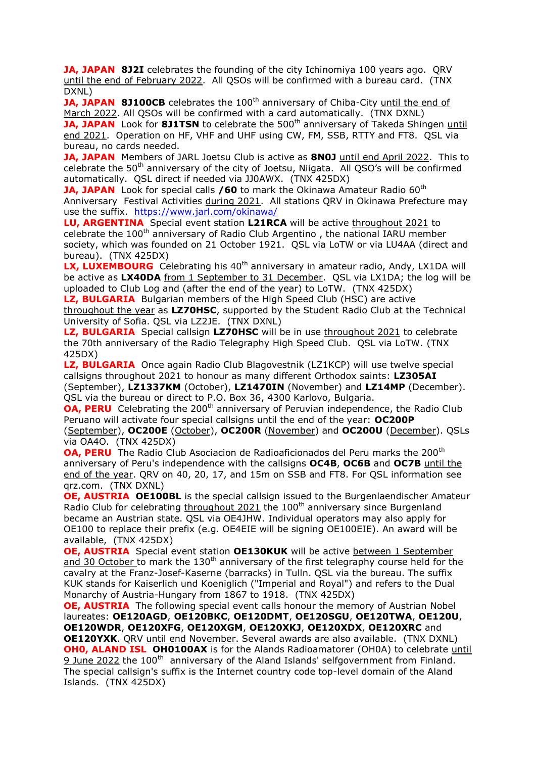**JA, JAPAN** **8J2I** celebrates the founding of the city Ichinomiya 100 years ago. QRV until the end of February 2022. All QSOs will be confirmed with a bureau card. (TNX DXNL)

**JA, JAPAN** **8J100CB** celebrates the 100th anniversary of Chiba-City until the end of March 2022. All QSOs will be confirmed with a card automatically. (TNX DXNL)

**JA, JAPAN** Look for **8J1TSN** to celebrate the 500th anniversary of Takeda Shingen until end 2021. Operation on HF, VHF and UHF using CW, FM, SSB, RTTY and FT8. QSL via bureau, no cards needed.

**JA, JAPAN** Members of JARL Joetsu Club is active as **8N0J** until end April 2022. This to celebrate the 50th anniversary of the city of Joetsu, Niigata. All QSO's will be confirmed automatically. QSL direct if needed via JJ0AWX. (TNX 425DX)

**JA, JAPAN** Look for special calls **/60** to mark the Okinawa Amateur Radio 60th Anniversary Festival Activities during 2021. All stations QRV in Okinawa Prefecture may use the suffix. https://www.jarl.com/okinawa/

**LU, ARGENTINA** Special event station **L21RCA** will be active throughout 2021 to celebrate the 100th anniversary of Radio Club Argentino , the national IARU member society, which was founded on 21 October 1921. QSL via LoTW or via LU4AA (direct and bureau). (TNX 425DX)

**LX, LUXEMBOURG** Celebrating his 40th anniversary in amateur radio, Andy, LX1DA will be active as **LX40DA** from 1 September to 31 December. QSL via LX1DA; the log will be uploaded to Club Log and (after the end of the year) to LoTW. (TNX 425DX)

**LZ, BULGARIA** Bulgarian members of the High Speed Club (HSC) are active throughout the year as **LZ70HSC**, supported by the Student Radio Club at the Technical University of Sofia. QSL via LZ2JE. (TNX DXNL)

**LZ, BULGARIA** Special callsign **LZ70HSC** will be in use throughout 2021 to celebrate the 70th anniversary of the Radio Telegraphy High Speed Club. QSL via LoTW. (TNX 425DX)

**LZ, BULGARIA** Once again Radio Club Blagovestnik (LZ1KCP) will use twelve special callsigns throughout 2021 to honour as many different Orthodox saints: **LZ305AI** (September), **LZ1337KM** (October), **LZ1470IN** (November) and **LZ14MP** (December). QSL via the bureau or direct to P.O. Box 36, 4300 Karlovo, Bulgaria.

**OA, PERU** Celebrating the 200th anniversary of Peruvian independence, the Radio Club Peruano will activate four special callsigns until the end of the year: **OC200P** (September), **OC200E** (October), **OC200R** (November) and **OC200U** (December). QSLs via OA4O. (TNX 425DX)

**OA, PERU** The Radio Club Asociacion de Radioaficionados del Peru marks the 200th anniversary of Peru's independence with the callsigns **OC4B**, **OC6B** and **OC7B** until the end of the year. QRV on 40, 20, 17, and 15m on SSB and FT8. For QSL information see qrz.com. (TNX DXNL)

**OE, AUSTRIA** **OE100BL** is the special callsign issued to the Burgenlaendischer Amateur Radio Club for celebrating throughout 2021 the 100th anniversary since Burgenland became an Austrian state. QSL via OE4JHW. Individual operators may also apply for OE100 to replace their prefix (e.g. OE4EIE will be signing OE100EIE). An award will be available, (TNX 425DX)

**OE, AUSTRIA** Special event station **OE130KUK** will be active between 1 September and 30 October to mark the 130th anniversary of the first telegraphy course held for the cavalry at the Franz-Josef-Kaserne (barracks) in Tulln. QSL via the bureau. The suffix KUK stands for Kaiserlich und Koeniglich ("Imperial and Royal") and refers to the Dual Monarchy of Austria-Hungary from 1867 to 1918. (TNX 425DX)

**OE, AUSTRIA** The following special event calls honour the memory of Austrian Nobel laureates: **OE120AGD**, **OE120BKC**, **OE120DMT**, **OE120SGU**, **OE120TWA**, **OE120U**, **OE120WDR**, **OE120XFG**, **OE120XGM**, **OE120XKJ**, **OE120XDX**, **OE120XRC** and **OE120YXK**. QRV until end November. Several awards are also available. (TNX DXNL)

**OH0, ALAND ISL** **OH0100AX** is for the Alands Radioamatorer (OH0A) to celebrate until 9 June 2022 the 100th anniversary of the Aland Islands' selfgovernment from Finland. The special callsign's suffix is the Internet country code top-level domain of the Aland Islands. (TNX 425DX)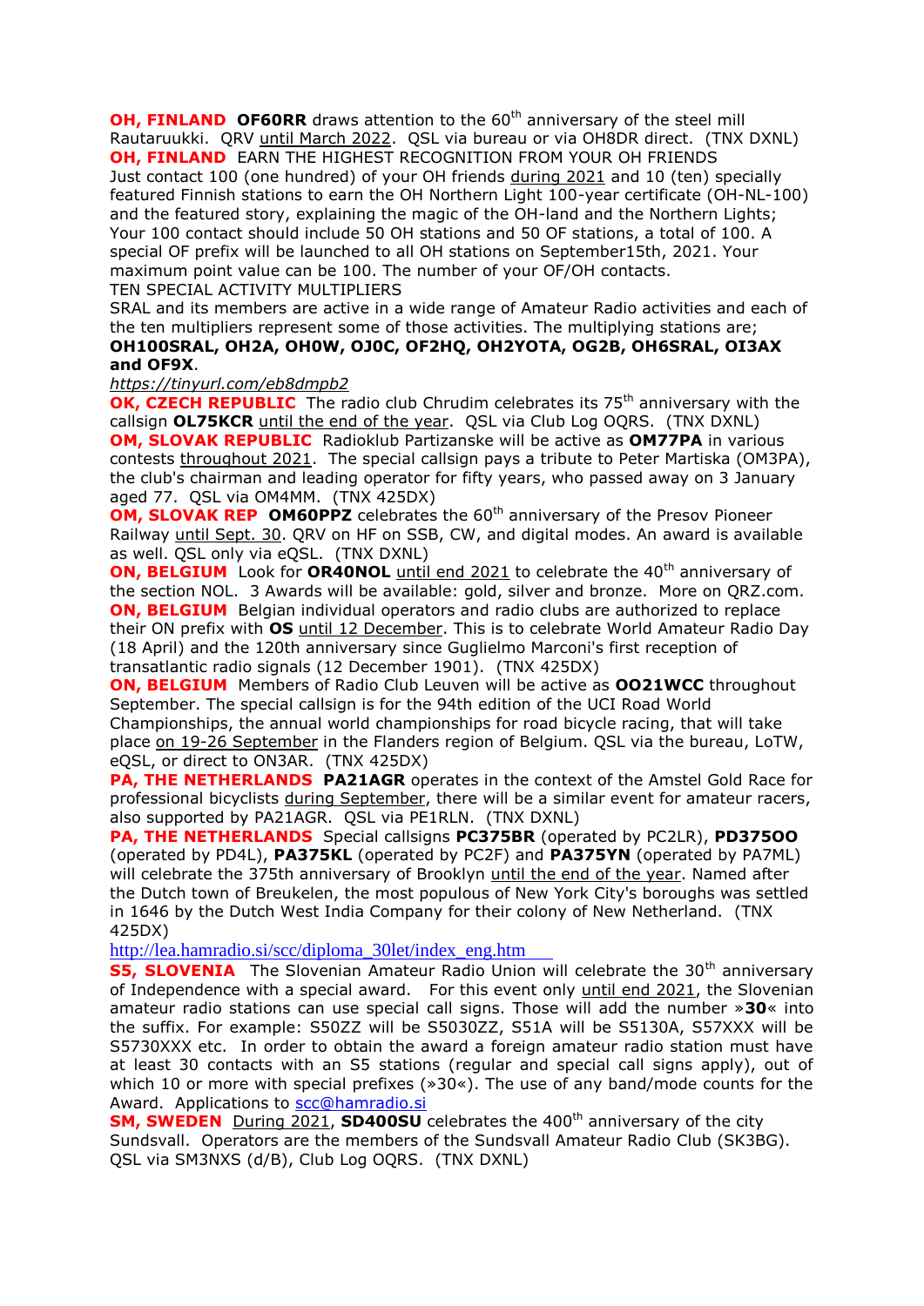**OH, FINLAND** **OF60RR** draws attention to the 60th anniversary of the steel mill Rautaruukki. QRV until March 2022. QSL via bureau or via OH8DR direct. (TNX DXNL)

**OH, FINLAND** EARN THE HIGHEST RECOGNITION FROM YOUR OH FRIENDS
Just contact 100 (one hundred) of your OH friends during 2021 and 10 (ten) specially featured Finnish stations to earn the OH Northern Light 100-year certificate (OH-NL-100) and the featured story, explaining the magic of the OH-land and the Northern Lights; Your 100 contact should include 50 OH stations and 50 OF stations, a total of 100. A special OF prefix will be launched to all OH stations on September15th, 2021. Your maximum point value can be 100. The number of your OF/OH contacts.
TEN SPECIAL ACTIVITY MULTIPLIERS
SRAL and its members are active in a wide range of Amateur Radio activities and each of the ten multipliers represent some of those activities. The multiplying stations are; **OH100SRAL, OH2A, OH0W, OJ0C, OF2HQ, OH2YOTA, OG2B, OH6SRAL, OI3AX and OF9X**.
*https://tinyurl.com/eb8dmpb2*

**OK, CZECH REPUBLIC** The radio club Chrudim celebrates its 75th anniversary with the callsign **OL75KCR** until the end of the year. QSL via Club Log OQRS. (TNX DXNL)

**OM, SLOVAK REPUBLIC** Radioklub Partizanske will be active as **OM77PA** in various contests throughout 2021. The special callsign pays a tribute to Peter Martiska (OM3PA), the club's chairman and leading operator for fifty years, who passed away on 3 January aged 77. QSL via OM4MM. (TNX 425DX)

**OM, SLOVAK REP** **OM60PPZ** celebrates the 60th anniversary of the Presov Pioneer Railway until Sept. 30. QRV on HF on SSB, CW, and digital modes. An award is available as well. QSL only via eQSL. (TNX DXNL)

**ON, BELGIUM** Look for **OR40NOL** until end 2021 to celebrate the 40th anniversary of the section NOL. 3 Awards will be available: gold, silver and bronze. More on QRZ.com.

**ON, BELGIUM** Belgian individual operators and radio clubs are authorized to replace their ON prefix with **OS** until 12 December. This is to celebrate World Amateur Radio Day (18 April) and the 120th anniversary since Guglielmo Marconi's first reception of transatlantic radio signals (12 December 1901). (TNX 425DX)

**ON, BELGIUM** Members of Radio Club Leuven will be active as **OO21WCC** throughout September. The special callsign is for the 94th edition of the UCI Road World Championships, the annual world championships for road bicycle racing, that will take place on 19-26 September in the Flanders region of Belgium. QSL via the bureau, LoTW, eQSL, or direct to ON3AR. (TNX 425DX)

**PA, THE NETHERLANDS** **PA21AGR** operates in the context of the Amstel Gold Race for professional bicyclists during September, there will be a similar event for amateur racers, also supported by PA21AGR. QSL via PE1RLN. (TNX DXNL)

**PA, THE NETHERLANDS** Special callsigns **PC375BR** (operated by PC2LR), **PD375OO** (operated by PD4L), **PA375KL** (operated by PC2F) and **PA375YN** (operated by PA7ML) will celebrate the 375th anniversary of Brooklyn until the end of the year. Named after the Dutch town of Breukelen, the most populous of New York City's boroughs was settled in 1646 by the Dutch West India Company for their colony of New Netherland. (TNX 425DX)

http://lea.hamradio.si/scc/diploma_30let/index_eng.htm

**S5, SLOVENIA** The Slovenian Amateur Radio Union will celebrate the 30th anniversary of Independence with a special award. For this event only until end 2021, the Slovenian amateur radio stations can use special call signs. Those will add the number »**30**« into the suffix. For example: S50ZZ will be S5030ZZ, S51A will be S5130A, S57XXX will be S5730XXX etc. In order to obtain the award a foreign amateur radio station must have at least 30 contacts with an S5 stations (regular and special call signs apply), out of which 10 or more with special prefixes (»30«). The use of any band/mode counts for the Award. Applications to scc@hamradio.si

**SM, SWEDEN** During 2021, **SD400SU** celebrates the 400th anniversary of the city Sundsvall. Operators are the members of the Sundsvall Amateur Radio Club (SK3BG). QSL via SM3NXS (d/B), Club Log OQRS. (TNX DXNL)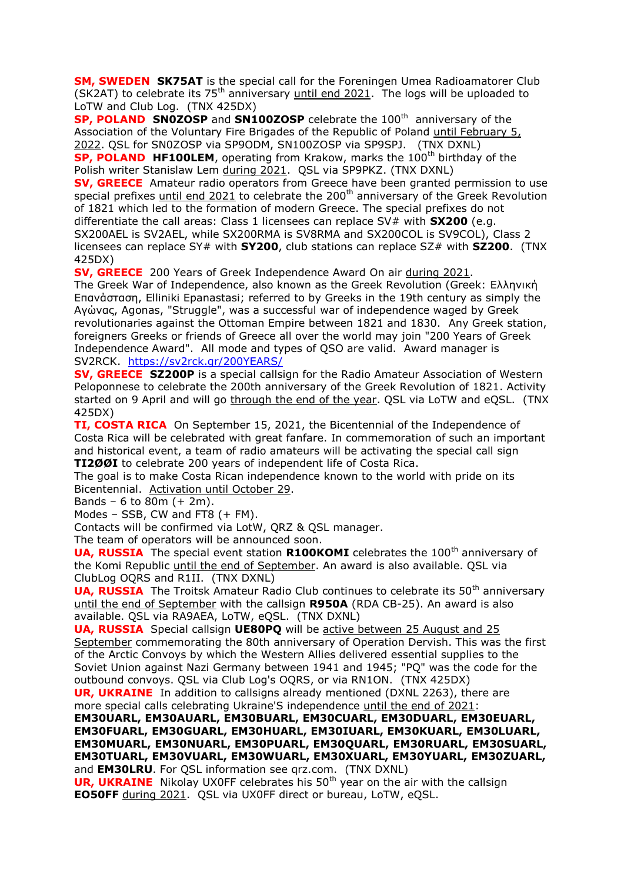**SM, SWEDEN** **SK75AT** is the special call for the Foreningen Umea Radioamatorer Club (SK2AT) to celebrate its 75th anniversary until end 2021. The logs will be uploaded to LoTW and Club Log. (TNX 425DX)

**SP, POLAND** **SN0ZOSP** and **SN100ZOSP** celebrate the 100th anniversary of the Association of the Voluntary Fire Brigades of the Republic of Poland until February 5, 2022. QSL for SN0ZOSP via SP9ODM, SN100ZOSP via SP9SPJ. (TNX DXNL)

**SP, POLAND** **HF100LEM**, operating from Krakow, marks the 100th birthday of the Polish writer Stanislaw Lem during 2021. QSL via SP9PKZ. (TNX DXNL)

**SV, GREECE** Amateur radio operators from Greece have been granted permission to use special prefixes until end 2021 to celebrate the 200th anniversary of the Greek Revolution of 1821 which led to the formation of modern Greece. The special prefixes do not differentiate the call areas: Class 1 licensees can replace SV# with **SX200** (e.g. SX200AEL is SV2AEL, while SX200RMA is SV8RMA and SX200COL is SV9COL), Class 2 licensees can replace SY# with **SY200**, club stations can replace SZ# with **SZ200**. (TNX 425DX)

**SV, GREECE** 200 Years of Greek Independence Award On air during 2021.
The Greek War of Independence, also known as the Greek Revolution (Greek: Ελληνική Επανάσταση, Elliniki Epanastasi; referred to by Greeks in the 19th century as simply the Αγώνας, Agonas, "Struggle", was a successful war of independence waged by Greek revolutionaries against the Ottoman Empire between 1821 and 1830. Any Greek station, foreigners Greeks or friends of Greece all over the world may join "200 Years of Greek Independence Award". All mode and types of QSO are valid. Award manager is SV2RCK. https://sv2rck.gr/200YEARS/

**SV, GREECE** **SZ200P** is a special callsign for the Radio Amateur Association of Western Peloponnese to celebrate the 200th anniversary of the Greek Revolution of 1821. Activity started on 9 April and will go through the end of the year. QSL via LoTW and eQSL. (TNX 425DX)

**TI, COSTA RICA** On September 15, 2021, the Bicentennial of the Independence of Costa Rica will be celebrated with great fanfare. In commemoration of such an important and historical event, a team of radio amateurs will be activating the special call sign **TI2ØØI** to celebrate 200 years of independent life of Costa Rica.
The goal is to make Costa Rican independence known to the world with pride on its Bicentennial. Activation until October 29.
Bands – 6 to 80m (+ 2m).
Modes – SSB, CW and FT8 (+ FM).
Contacts will be confirmed via LotW, QRZ & QSL manager.
The team of operators will be announced soon.

**UA, RUSSIA** The special event station **R100KOMI** celebrates the 100th anniversary of the Komi Republic until the end of September. An award is also available. QSL via ClubLog OQRS and R1II. (TNX DXNL)

**UA, RUSSIA** The Troitsk Amateur Radio Club continues to celebrate its 50th anniversary until the end of September with the callsign **R950A** (RDA CB-25). An award is also available. QSL via RA9AEA, LoTW, eQSL. (TNX DXNL)

**UA, RUSSIA** Special callsign **UE80PQ** will be active between 25 August and 25 September commemorating the 80th anniversary of Operation Dervish. This was the first of the Arctic Convoys by which the Western Allies delivered essential supplies to the Soviet Union against Nazi Germany between 1941 and 1945; "PQ" was the code for the outbound convoys. QSL via Club Log's OQRS, or via RN1ON. (TNX 425DX)

**UR, UKRAINE** In addition to callsigns already mentioned (DXNL 2263), there are more special calls celebrating Ukraine'S independence until the end of 2021:
**EM30UARL, EM30AUARL, EM30BUARL, EM30CUARL, EM30DUARL, EM30EUARL, EM30FUARL, EM30GUARL, EM30HUARL, EM30IUARL, EM30KUARL, EM30LUARL, EM30MUARL, EM30NUARL, EM30PUARL, EM30QUARL, EM30RUARL, EM30SUARL, EM30TUARL, EM30VUARL, EM30WUARL, EM30XUARL, EM30YUARL, EM30ZUARL,** and **EM30LRU**. For QSL information see qrz.com. (TNX DXNL)

**UR, UKRAINE** Nikolay UX0FF celebrates his 50th year on the air with the callsign **EO50FF** during 2021. QSL via UX0FF direct or bureau, LoTW, eQSL.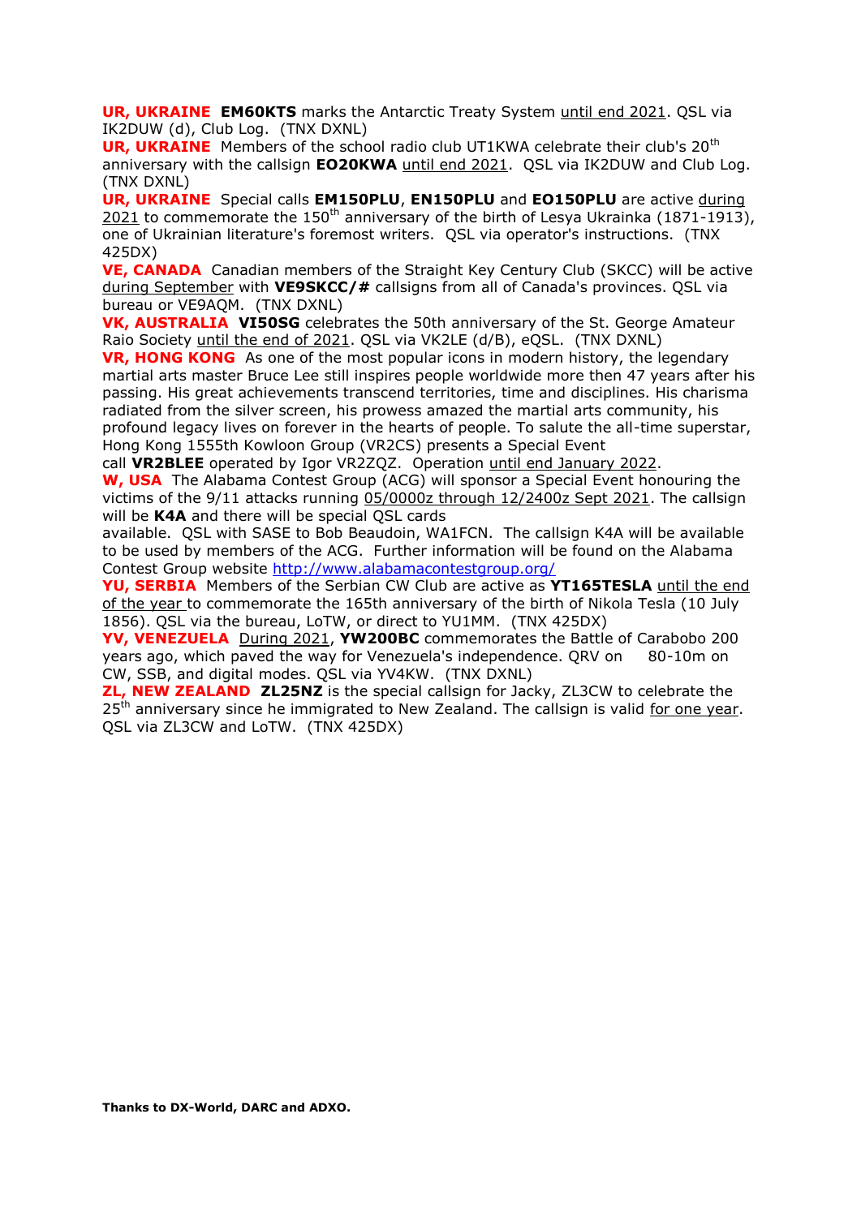**UR, UKRAINE** **EM60KTS** marks the Antarctic Treaty System until end 2021. QSL via IK2DUW (d), Club Log. (TNX DXNL)

**UR, UKRAINE** Members of the school radio club UT1KWA celebrate their club's 20th anniversary with the callsign **EO20KWA** until end 2021. QSL via IK2DUW and Club Log. (TNX DXNL)

**UR, UKRAINE** Special calls **EM150PLU**, **EN150PLU** and **EO150PLU** are active during 2021 to commemorate the 150th anniversary of the birth of Lesya Ukrainka (1871-1913), one of Ukrainian literature's foremost writers. QSL via operator's instructions. (TNX 425DX)

**VE, CANADA** Canadian members of the Straight Key Century Club (SKCC) will be active during September with **VE9SKCC/#** callsigns from all of Canada's provinces. QSL via bureau or VE9AQM. (TNX DXNL)

**VK, AUSTRALIA** **VI50SG** celebrates the 50th anniversary of the St. George Amateur Raio Society until the end of 2021. QSL via VK2LE (d/B), eQSL. (TNX DXNL)

**VR, HONG KONG** As one of the most popular icons in modern history, the legendary martial arts master Bruce Lee still inspires people worldwide more then 47 years after his passing. His great achievements transcend territories, time and disciplines. His charisma radiated from the silver screen, his prowess amazed the martial arts community, his profound legacy lives on forever in the hearts of people. To salute the all-time superstar, Hong Kong 1555th Kowloon Group (VR2CS) presents a Special Event call **VR2BLEE** operated by Igor VR2ZQZ. Operation until end January 2022.

**W, USA** The Alabama Contest Group (ACG) will sponsor a Special Event honouring the victims of the 9/11 attacks running 05/0000z through 12/2400z Sept 2021. The callsign will be **K4A** and there will be special QSL cards available. QSL with SASE to Bob Beaudoin, WA1FCN. The callsign K4A will be available to be used by members of the ACG. Further information will be found on the Alabama Contest Group website http://www.alabamacontestgroup.org/

**YU, SERBIA** Members of the Serbian CW Club are active as **YT165TESLA** until the end of the year to commemorate the 165th anniversary of the birth of Nikola Tesla (10 July 1856). QSL via the bureau, LoTW, or direct to YU1MM. (TNX 425DX)

**YV, VENEZUELA** During 2021, **YW200BC** commemorates the Battle of Carabobo 200 years ago, which paved the way for Venezuela's independence. QRV on 80-10m on CW, SSB, and digital modes. QSL via YV4KW. (TNX DXNL)

**ZL, NEW ZEALAND** **ZL25NZ** is the special callsign for Jacky, ZL3CW to celebrate the 25th anniversary since he immigrated to New Zealand. The callsign is valid for one year. QSL via ZL3CW and LoTW. (TNX 425DX)

**Thanks to DX-World, DARC and ADXO.**